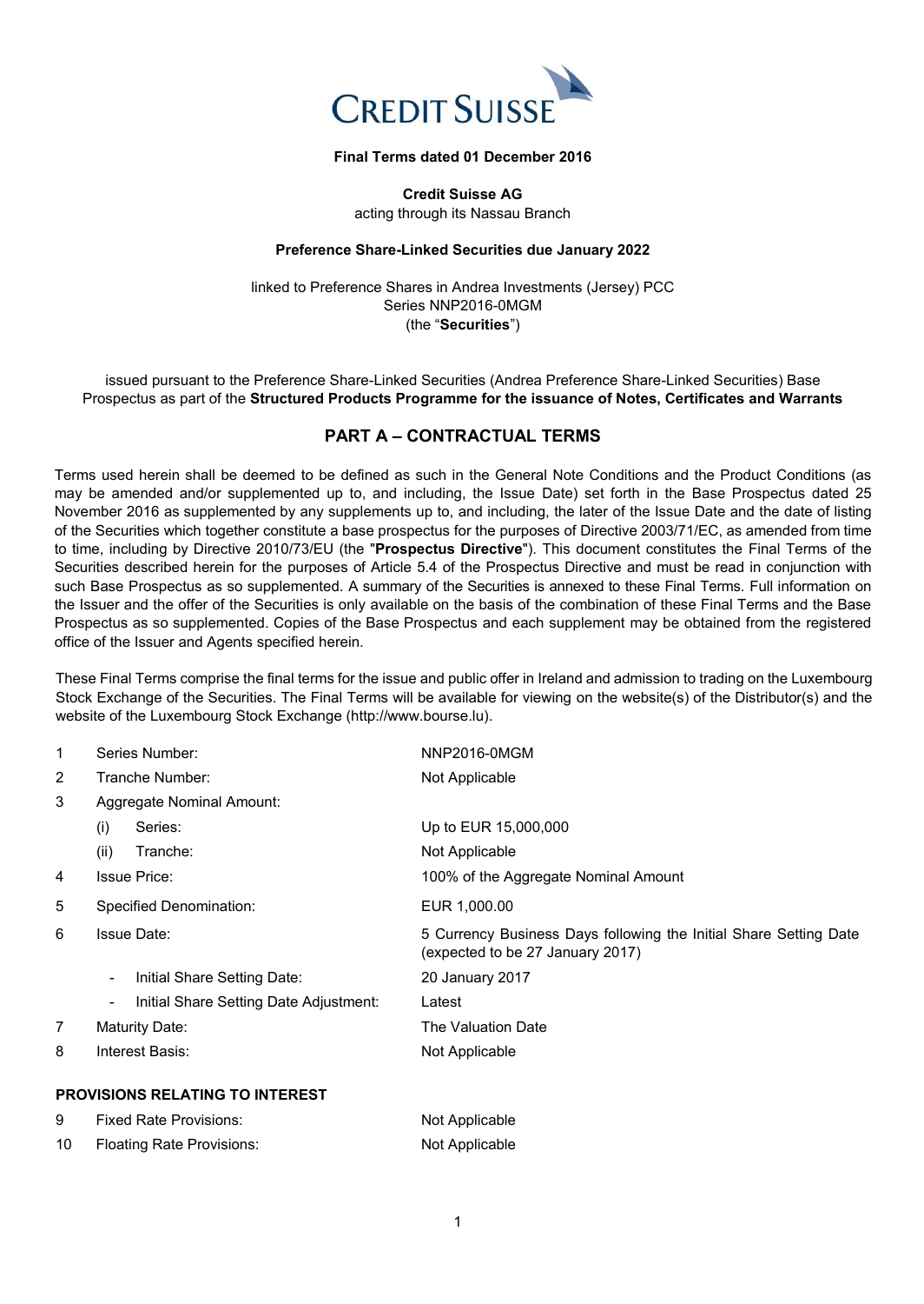CREDIT SUISSE

**Final Terms dated 01 December 2016**

**Credit Suisse AG**
acting through its Nassau Branch

**Preference Share-Linked Securities due January 2022**

linked to Preference Shares in Andrea Investments (Jersey) PCC
Series NNP2016-0MGM
(the "**Securities**")

issued pursuant to the Preference Share-Linked Securities (Andrea Preference Share-Linked Securities) Base Prospectus as part of the **Structured Products Programme for the issuance of Notes, Certificates and Warrants**

## PART A – CONTRACTUAL TERMS

Terms used herein shall be deemed to be defined as such in the General Note Conditions and the Product Conditions (as may be amended and/or supplemented up to, and including, the Issue Date) set forth in the Base Prospectus dated 25 November 2016 as supplemented by any supplements up to, and including, the later of the Issue Date and the date of listing of the Securities which together constitute a base prospectus for the purposes of Directive 2003/71/EC, as amended from time to time, including by Directive 2010/73/EU (the "**Prospectus Directive**"). This document constitutes the Final Terms of the Securities described herein for the purposes of Article 5.4 of the Prospectus Directive and must be read in conjunction with such Base Prospectus as so supplemented. A summary of the Securities is annexed to these Final Terms. Full information on the Issuer and the offer of the Securities is only available on the basis of the combination of these Final Terms and the Base Prospectus as so supplemented. Copies of the Base Prospectus and each supplement may be obtained from the registered office of the Issuer and Agents specified herein.

These Final Terms comprise the final terms for the issue and public offer in Ireland and admission to trading on the Luxembourg Stock Exchange of the Securities. The Final Terms will be available for viewing on the website(s) of the Distributor(s) and the website of the Luxembourg Stock Exchange (http://www.bourse.lu).

| | | |
|---|---|---|
| 1 | Series Number: | NNP2016-0MGM |
| 2 | Tranche Number: | Not Applicable |
| 3 | Aggregate Nominal Amount: | |
| | (i) Series: | Up to EUR 15,000,000 |
| | (ii) Tranche: | Not Applicable |
| 4 | Issue Price: | 100% of the Aggregate Nominal Amount |
| 5 | Specified Denomination: | EUR 1,000.00 |
| 6 | Issue Date: | 5 Currency Business Days following the Initial Share Setting Date (expected to be 27 January 2017) |
| | - Initial Share Setting Date: | 20 January 2017 |
| | - Initial Share Setting Date Adjustment: | Latest |
| 7 | Maturity Date: | The Valuation Date |
| 8 | Interest Basis: | Not Applicable |

**PROVISIONS RELATING TO INTEREST**

| | | |
|---|---|---|
| 9 | Fixed Rate Provisions: | Not Applicable |
| 10 | Floating Rate Provisions: | Not Applicable |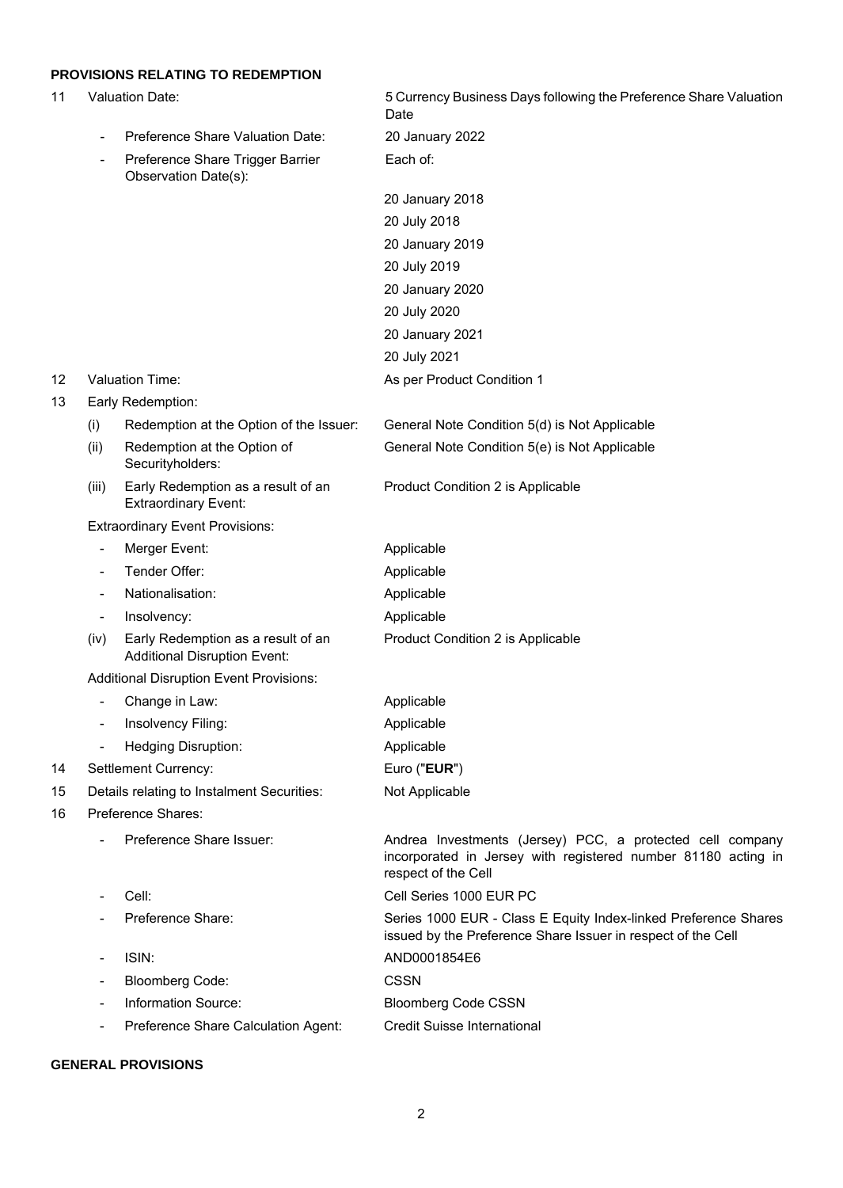## PROVISIONS RELATING TO REDEMPTION

| | | |
|---|---|---|
| 11 | Valuation Date: | 5 Currency Business Days following the Preference Share Valuation Date |
| | - Preference Share Valuation Date: | 20 January 2022 |
| | - Preference Share Trigger Barrier Observation Date(s): | Each of:<br><br>20 January 2018<br>20 July 2018<br>20 January 2019<br>20 July 2019<br>20 January 2020<br>20 July 2020<br>20 January 2021<br>20 July 2021 |
| 12 | Valuation Time: | As per Product Condition 1 |
| 13 | Early Redemption: | |
| | (i) Redemption at the Option of the Issuer: | General Note Condition 5(d) is Not Applicable |
| | (ii) Redemption at the Option of Securityholders: | General Note Condition 5(e) is Not Applicable |
| | (iii) Early Redemption as a result of an Extraordinary Event: | Product Condition 2 is Applicable |
| | Extraordinary Event Provisions: | |
| | - Merger Event: | Applicable |
| | - Tender Offer: | Applicable |
| | - Nationalisation: | Applicable |
| | - Insolvency: | Applicable |
| | (iv) Early Redemption as a result of an Additional Disruption Event: | Product Condition 2 is Applicable |
| | Additional Disruption Event Provisions: | |
| | - Change in Law: | Applicable |
| | - Insolvency Filing: | Applicable |
| | - Hedging Disruption: | Applicable |
| 14 | Settlement Currency: | Euro ("**EUR**") |
| 15 | Details relating to Instalment Securities: | Not Applicable |
| 16 | Preference Shares: | |
| | - Preference Share Issuer: | Andrea Investments (Jersey) PCC, a protected cell company incorporated in Jersey with registered number 81180 acting in respect of the Cell |
| | - Cell: | Cell Series 1000 EUR PC |
| | - Preference Share: | Series 1000 EUR - Class E Equity Index-linked Preference Shares issued by the Preference Share Issuer in respect of the Cell |
| | - ISIN: | AND0001854E6 |
| | - Bloomberg Code: | CSSN |
| | - Information Source: | Bloomberg Code CSSN |
| | - Preference Share Calculation Agent: | Credit Suisse International |

## GENERAL PROVISIONS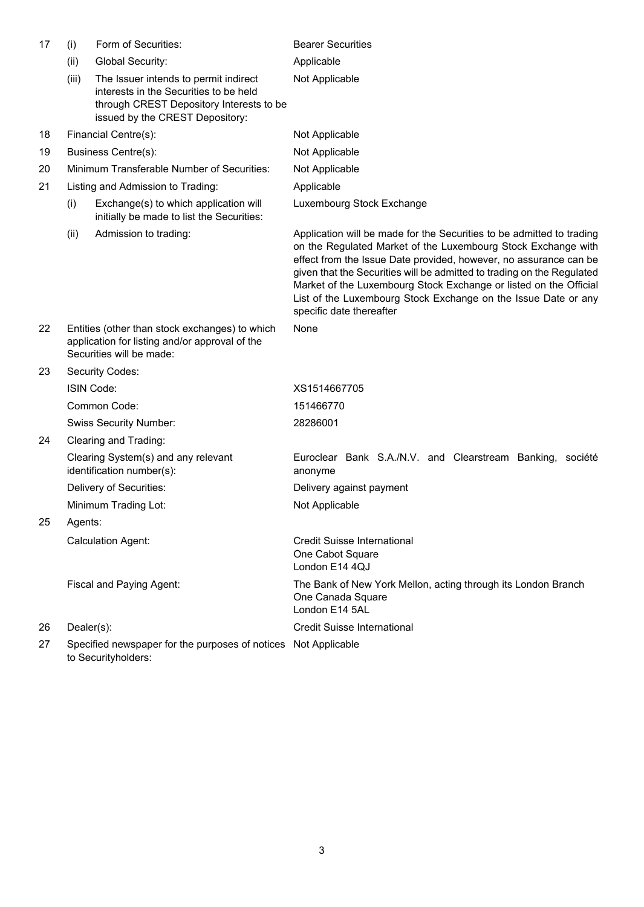| | | | |
|---|---|---|---|
| 17 | (i) | Form of Securities: | Bearer Securities |
| | (ii) | Global Security: | Applicable |
| | (iii) | The Issuer intends to permit indirect interests in the Securities to be held through CREST Depository Interests to be issued by the CREST Depository: | Not Applicable |
| 18 | | Financial Centre(s): | Not Applicable |
| 19 | | Business Centre(s): | Not Applicable |
| 20 | | Minimum Transferable Number of Securities: | Not Applicable |
| 21 | | Listing and Admission to Trading: | Applicable |
| | (i) | Exchange(s) to which application will initially be made to list the Securities: | Luxembourg Stock Exchange |
| | (ii) | Admission to trading: | Application will be made for the Securities to be admitted to trading on the Regulated Market of the Luxembourg Stock Exchange with effect from the Issue Date provided, however, no assurance can be given that the Securities will be admitted to trading on the Regulated Market of the Luxembourg Stock Exchange or listed on the Official List of the Luxembourg Stock Exchange on the Issue Date or any specific date thereafter |
| 22 | | Entities (other than stock exchanges) to which application for listing and/or approval of the Securities will be made: | None |
| 23 | | Security Codes: | |
| | | ISIN Code: | XS1514667705 |
| | | Common Code: | 151466770 |
| | | Swiss Security Number: | 28286001 |
| 24 | | Clearing and Trading: | |
| | | Clearing System(s) and any relevant identification number(s): | Euroclear Bank S.A./N.V. and Clearstream Banking, société anonyme |
| | | Delivery of Securities: | Delivery against payment |
| | | Minimum Trading Lot: | Not Applicable |
| 25 | | Agents: | |
| | | Calculation Agent: | Credit Suisse International<br>One Cabot Square<br>London E14 4QJ |
| | | Fiscal and Paying Agent: | The Bank of New York Mellon, acting through its London Branch<br>One Canada Square<br>London E14 5AL |
| 26 | | Dealer(s): | Credit Suisse International |
| 27 | | Specified newspaper for the purposes of notices to Securityholders: | Not Applicable |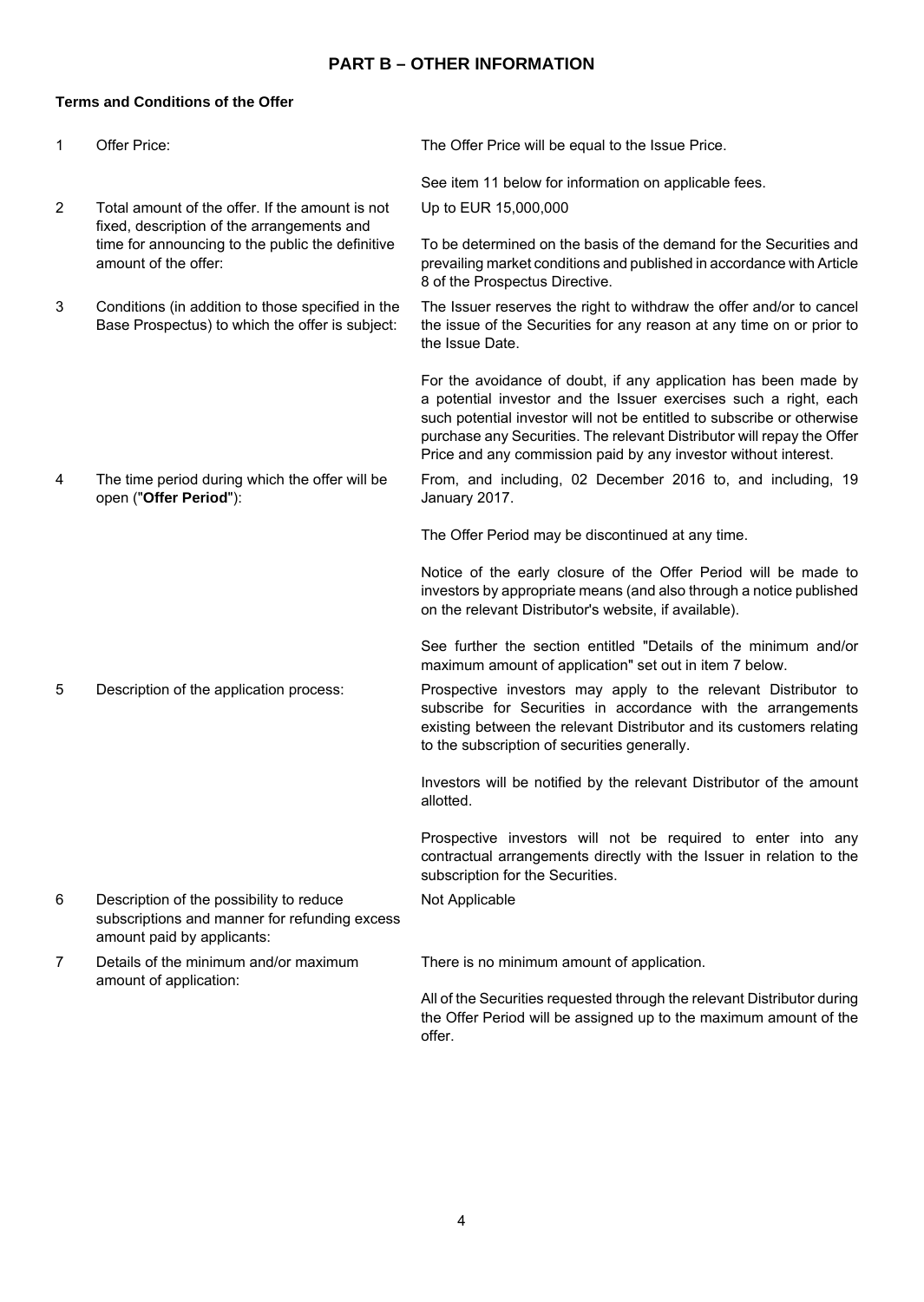## PART B – OTHER INFORMATION

**Terms and Conditions of the Offer**

| | | |
|---|---|---|
| 1 | Offer Price: | The Offer Price will be equal to the Issue Price.<br><br>See item 11 below for information on applicable fees. |
| 2 | Total amount of the offer. If the amount is not fixed, description of the arrangements and time for announcing to the public the definitive amount of the offer: | Up to EUR 15,000,000<br><br>To be determined on the basis of the demand for the Securities and prevailing market conditions and published in accordance with Article 8 of the Prospectus Directive. |
| 3 | Conditions (in addition to those specified in the Base Prospectus) to which the offer is subject: | The Issuer reserves the right to withdraw the offer and/or to cancel the issue of the Securities for any reason at any time on or prior to the Issue Date.<br><br>For the avoidance of doubt, if any application has been made by a potential investor and the Issuer exercises such a right, each such potential investor will not be entitled to subscribe or otherwise purchase any Securities. The relevant Distributor will repay the Offer Price and any commission paid by any investor without interest. |
| 4 | The time period during which the offer will be open ("**Offer Period**"): | From, and including, 02 December 2016 to, and including, 19 January 2017.<br><br>The Offer Period may be discontinued at any time.<br><br>Notice of the early closure of the Offer Period will be made to investors by appropriate means (and also through a notice published on the relevant Distributor's website, if available).<br><br>See further the section entitled "Details of the minimum and/or maximum amount of application" set out in item 7 below. |
| 5 | Description of the application process: | Prospective investors may apply to the relevant Distributor to subscribe for Securities in accordance with the arrangements existing between the relevant Distributor and its customers relating to the subscription of securities generally.<br><br>Investors will be notified by the relevant Distributor of the amount allotted.<br><br>Prospective investors will not be required to enter into any contractual arrangements directly with the Issuer in relation to the subscription for the Securities. |
| 6 | Description of the possibility to reduce subscriptions and manner for refunding excess amount paid by applicants: | Not Applicable |
| 7 | Details of the minimum and/or maximum amount of application: | There is no minimum amount of application.<br><br>All of the Securities requested through the relevant Distributor during the Offer Period will be assigned up to the maximum amount of the offer. |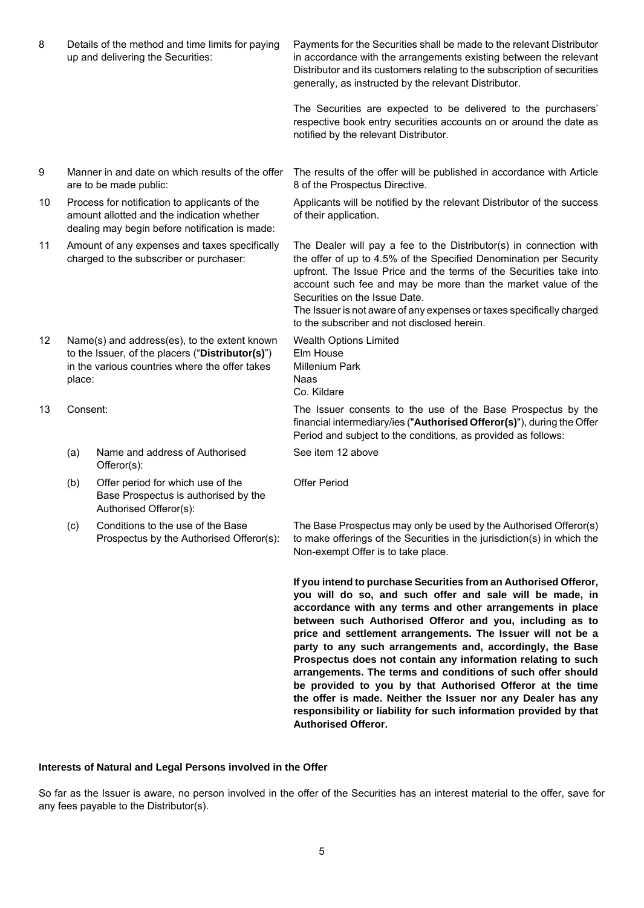| | | |
|---|---|---|
| 8 | Details of the method and time limits for paying up and delivering the Securities: | Payments for the Securities shall be made to the relevant Distributor in accordance with the arrangements existing between the relevant Distributor and its customers relating to the subscription of securities generally, as instructed by the relevant Distributor.<br><br>The Securities are expected to be delivered to the purchasers' respective book entry securities accounts on or around the date as notified by the relevant Distributor. |
| 9 | Manner in and date on which results of the offer are to be made public: | The results of the offer will be published in accordance with Article 8 of the Prospectus Directive. |
| 10 | Process for notification to applicants of the amount allotted and the indication whether dealing may begin before notification is made: | Applicants will be notified by the relevant Distributor of the success of their application. |
| 11 | Amount of any expenses and taxes specifically charged to the subscriber or purchaser: | The Dealer will pay a fee to the Distributor(s) in connection with the offer of up to 4.5% of the Specified Denomination per Security upfront. The Issue Price and the terms of the Securities take into account such fee and may be more than the market value of the Securities on the Issue Date.<br>The Issuer is not aware of any expenses or taxes specifically charged to the subscriber and not disclosed herein. |
| 12 | Name(s) and address(es), to the extent known to the Issuer, of the placers ("**Distributor(s)**") in the various countries where the offer takes place: | Wealth Options Limited<br>Elm House<br>Millenium Park<br>Naas<br>Co. Kildare |
| 13 | Consent: | The Issuer consents to the use of the Base Prospectus by the financial intermediary/ies ("**Authorised Offeror(s)**"), during the Offer Period and subject to the conditions, as provided as follows: |
| | (a) Name and address of Authorised Offeror(s): | See item 12 above |
| | (b) Offer period for which use of the Base Prospectus is authorised by the Authorised Offeror(s): | Offer Period |
| | (c) Conditions to the use of the Base Prospectus by the Authorised Offeror(s): | The Base Prospectus may only be used by the Authorised Offeror(s) to make offerings of the Securities in the jurisdiction(s) in which the Non-exempt Offer is to take place.<br><br>**If you intend to purchase Securities from an Authorised Offeror, you will do so, and such offer and sale will be made, in accordance with any terms and other arrangements in place between such Authorised Offeror and you, including as to price and settlement arrangements. The Issuer will not be a party to any such arrangements and, accordingly, the Base Prospectus does not contain any information relating to such arrangements. The terms and conditions of such offer should be provided to you by that Authorised Offeror at the time the offer is made. Neither the Issuer nor any Dealer has any responsibility or liability for such information provided by that Authorised Offeror.** |

**Interests of Natural and Legal Persons involved in the Offer**

So far as the Issuer is aware, no person involved in the offer of the Securities has an interest material to the offer, save for any fees payable to the Distributor(s).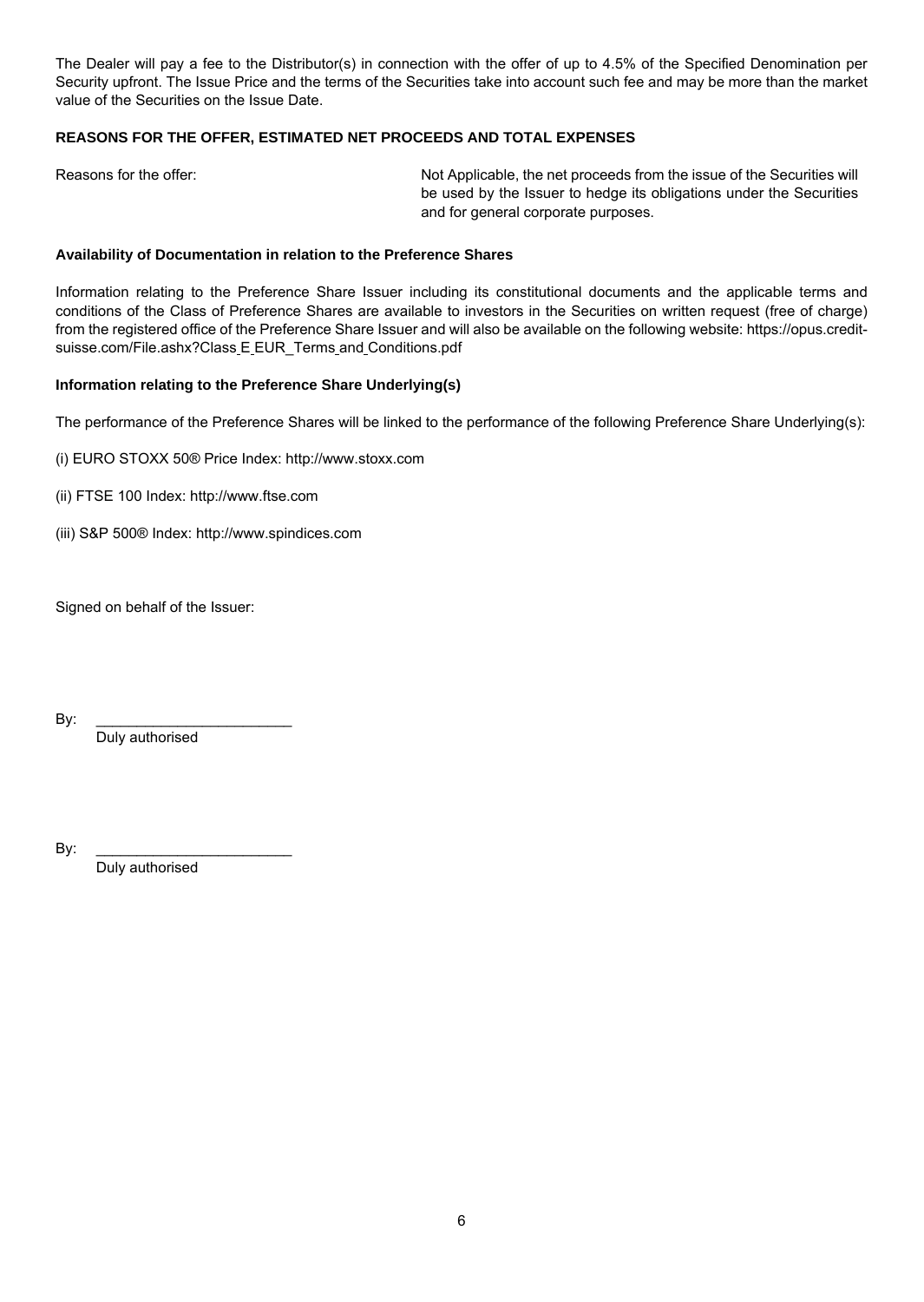The Dealer will pay a fee to the Distributor(s) in connection with the offer of up to 4.5% of the Specified Denomination per Security upfront. The Issue Price and the terms of the Securities take into account such fee and may be more than the market value of the Securities on the Issue Date.

**REASONS FOR THE OFFER, ESTIMATED NET PROCEEDS AND TOTAL EXPENSES**

| Reasons for the offer: | Not Applicable, the net proceeds from the issue of the Securities will be used by the Issuer to hedge its obligations under the Securities and for general corporate purposes. |
|---|---|

**Availability of Documentation in relation to the Preference Shares**

Information relating to the Preference Share Issuer including its constitutional documents and the applicable terms and conditions of the Class of Preference Shares are available to investors in the Securities on written request (free of charge) from the registered office of the Preference Share Issuer and will also be available on the following website: https://opus.credit-suisse.com/File.ashx?Class_E_EUR_Terms_and_Conditions.pdf

**Information relating to the Preference Share Underlying(s)**

The performance of the Preference Shares will be linked to the performance of the following Preference Share Underlying(s):

(i) EURO STOXX 50® Price Index: http://www.stoxx.com

(ii) FTSE 100 Index: http://www.ftse.com

(iii) S&P 500® Index: http://www.spindices.com

Signed on behalf of the Issuer:

By: ________________________
Duly authorised

By: ________________________
Duly authorised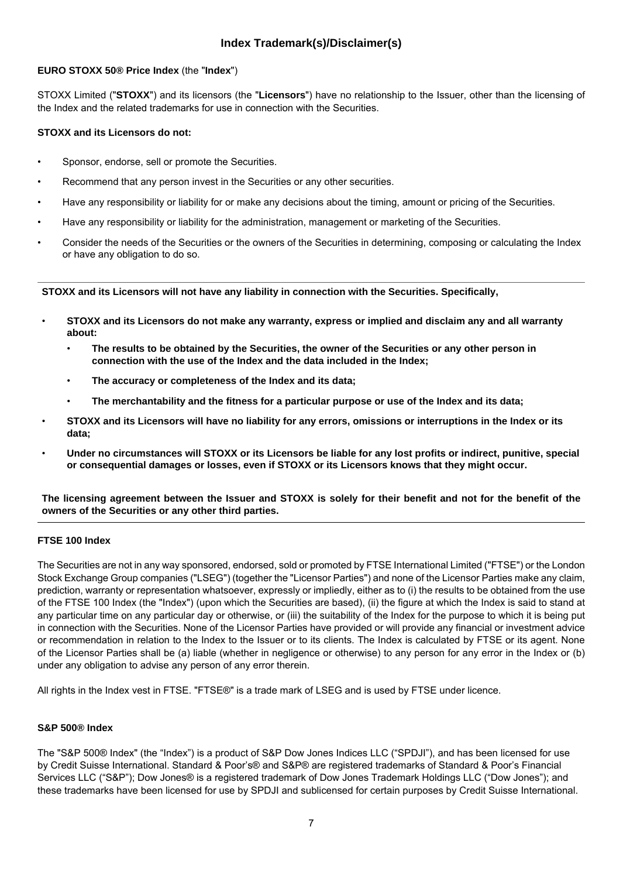## Index Trademark(s)/Disclaimer(s)

**EURO STOXX 50® Price Index** (the "**Index**")

STOXX Limited ("**STOXX**") and its licensors (the "**Licensors**") have no relationship to the Issuer, other than the licensing of the Index and the related trademarks for use in connection with the Securities.

**STOXX and its Licensors do not:**

- Sponsor, endorse, sell or promote the Securities.
- Recommend that any person invest in the Securities or any other securities.
- Have any responsibility or liability for or make any decisions about the timing, amount or pricing of the Securities.
- Have any responsibility or liability for the administration, management or marketing of the Securities.
- Consider the needs of the Securities or the owners of the Securities in determining, composing or calculating the Index or have any obligation to do so.

---

**STOXX and its Licensors will not have any liability in connection with the Securities. Specifically,**

- **STOXX and its Licensors do not make any warranty, express or implied and disclaim any and all warranty about:**
  - **The results to be obtained by the Securities, the owner of the Securities or any other person in connection with the use of the Index and the data included in the Index;**
  - **The accuracy or completeness of the Index and its data;**
  - **The merchantability and the fitness for a particular purpose or use of the Index and its data;**
- **STOXX and its Licensors will have no liability for any errors, omissions or interruptions in the Index or its data;**
- **Under no circumstances will STOXX or its Licensors be liable for any lost profits or indirect, punitive, special or consequential damages or losses, even if STOXX or its Licensors knows that they might occur.**

**The licensing agreement between the Issuer and STOXX is solely for their benefit and not for the benefit of the owners of the Securities or any other third parties.**

---

**FTSE 100 Index**

The Securities are not in any way sponsored, endorsed, sold or promoted by FTSE International Limited ("FTSE") or the London Stock Exchange Group companies ("LSEG") (together the "Licensor Parties") and none of the Licensor Parties make any claim, prediction, warranty or representation whatsoever, expressly or impliedly, either as to (i) the results to be obtained from the use of the FTSE 100 Index (the "Index") (upon which the Securities are based), (ii) the figure at which the Index is said to stand at any particular time on any particular day or otherwise, or (iii) the suitability of the Index for the purpose to which it is being put in connection with the Securities. None of the Licensor Parties have provided or will provide any financial or investment advice or recommendation in relation to the Index to the Issuer or to its clients. The Index is calculated by FTSE or its agent. None of the Licensor Parties shall be (a) liable (whether in negligence or otherwise) to any person for any error in the Index or (b) under any obligation to advise any person of any error therein.

All rights in the Index vest in FTSE. "FTSE®" is a trade mark of LSEG and is used by FTSE under licence.

**S&P 500® Index**

The "S&P 500® Index" (the "Index") is a product of S&P Dow Jones Indices LLC ("SPDJI"), and has been licensed for use by Credit Suisse International. Standard & Poor's® and S&P® are registered trademarks of Standard & Poor's Financial Services LLC ("S&P"); Dow Jones® is a registered trademark of Dow Jones Trademark Holdings LLC ("Dow Jones"); and these trademarks have been licensed for use by SPDJI and sublicensed for certain purposes by Credit Suisse International.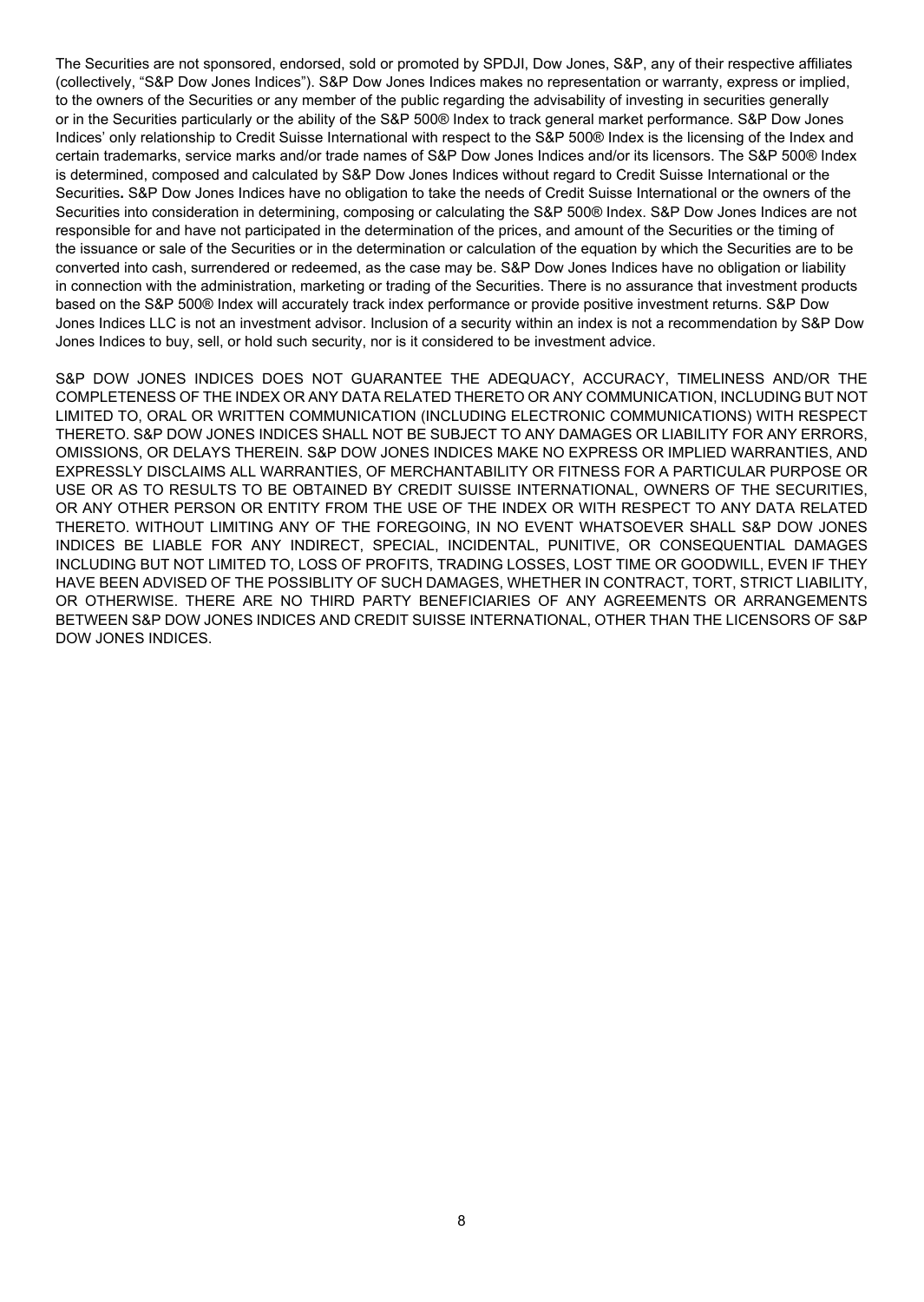The Securities are not sponsored, endorsed, sold or promoted by SPDJI, Dow Jones, S&P, any of their respective affiliates (collectively, "S&P Dow Jones Indices"). S&P Dow Jones Indices makes no representation or warranty, express or implied, to the owners of the Securities or any member of the public regarding the advisability of investing in securities generally or in the Securities particularly or the ability of the S&P 500® Index to track general market performance. S&P Dow Jones Indices' only relationship to Credit Suisse International with respect to the S&P 500® Index is the licensing of the Index and certain trademarks, service marks and/or trade names of S&P Dow Jones Indices and/or its licensors. The S&P 500® Index is determined, composed and calculated by S&P Dow Jones Indices without regard to Credit Suisse International or the Securities**.** S&P Dow Jones Indices have no obligation to take the needs of Credit Suisse International or the owners of the Securities into consideration in determining, composing or calculating the S&P 500® Index. S&P Dow Jones Indices are not responsible for and have not participated in the determination of the prices, and amount of the Securities or the timing of the issuance or sale of the Securities or in the determination or calculation of the equation by which the Securities are to be converted into cash, surrendered or redeemed, as the case may be. S&P Dow Jones Indices have no obligation or liability in connection with the administration, marketing or trading of the Securities. There is no assurance that investment products based on the S&P 500® Index will accurately track index performance or provide positive investment returns. S&P Dow Jones Indices LLC is not an investment advisor. Inclusion of a security within an index is not a recommendation by S&P Dow Jones Indices to buy, sell, or hold such security, nor is it considered to be investment advice.

S&P DOW JONES INDICES DOES NOT GUARANTEE THE ADEQUACY, ACCURACY, TIMELINESS AND/OR THE COMPLETENESS OF THE INDEX OR ANY DATA RELATED THERETO OR ANY COMMUNICATION, INCLUDING BUT NOT LIMITED TO, ORAL OR WRITTEN COMMUNICATION (INCLUDING ELECTRONIC COMMUNICATIONS) WITH RESPECT THERETO. S&P DOW JONES INDICES SHALL NOT BE SUBJECT TO ANY DAMAGES OR LIABILITY FOR ANY ERRORS, OMISSIONS, OR DELAYS THEREIN. S&P DOW JONES INDICES MAKE NO EXPRESS OR IMPLIED WARRANTIES, AND EXPRESSLY DISCLAIMS ALL WARRANTIES, OF MERCHANTABILITY OR FITNESS FOR A PARTICULAR PURPOSE OR USE OR AS TO RESULTS TO BE OBTAINED BY CREDIT SUISSE INTERNATIONAL, OWNERS OF THE SECURITIES, OR ANY OTHER PERSON OR ENTITY FROM THE USE OF THE INDEX OR WITH RESPECT TO ANY DATA RELATED THERETO. WITHOUT LIMITING ANY OF THE FOREGOING, IN NO EVENT WHATSOEVER SHALL S&P DOW JONES INDICES BE LIABLE FOR ANY INDIRECT, SPECIAL, INCIDENTAL, PUNITIVE, OR CONSEQUENTIAL DAMAGES INCLUDING BUT NOT LIMITED TO, LOSS OF PROFITS, TRADING LOSSES, LOST TIME OR GOODWILL, EVEN IF THEY HAVE BEEN ADVISED OF THE POSSIBLITY OF SUCH DAMAGES, WHETHER IN CONTRACT, TORT, STRICT LIABILITY, OR OTHERWISE. THERE ARE NO THIRD PARTY BENEFICIARIES OF ANY AGREEMENTS OR ARRANGEMENTS BETWEEN S&P DOW JONES INDICES AND CREDIT SUISSE INTERNATIONAL, OTHER THAN THE LICENSORS OF S&P DOW JONES INDICES.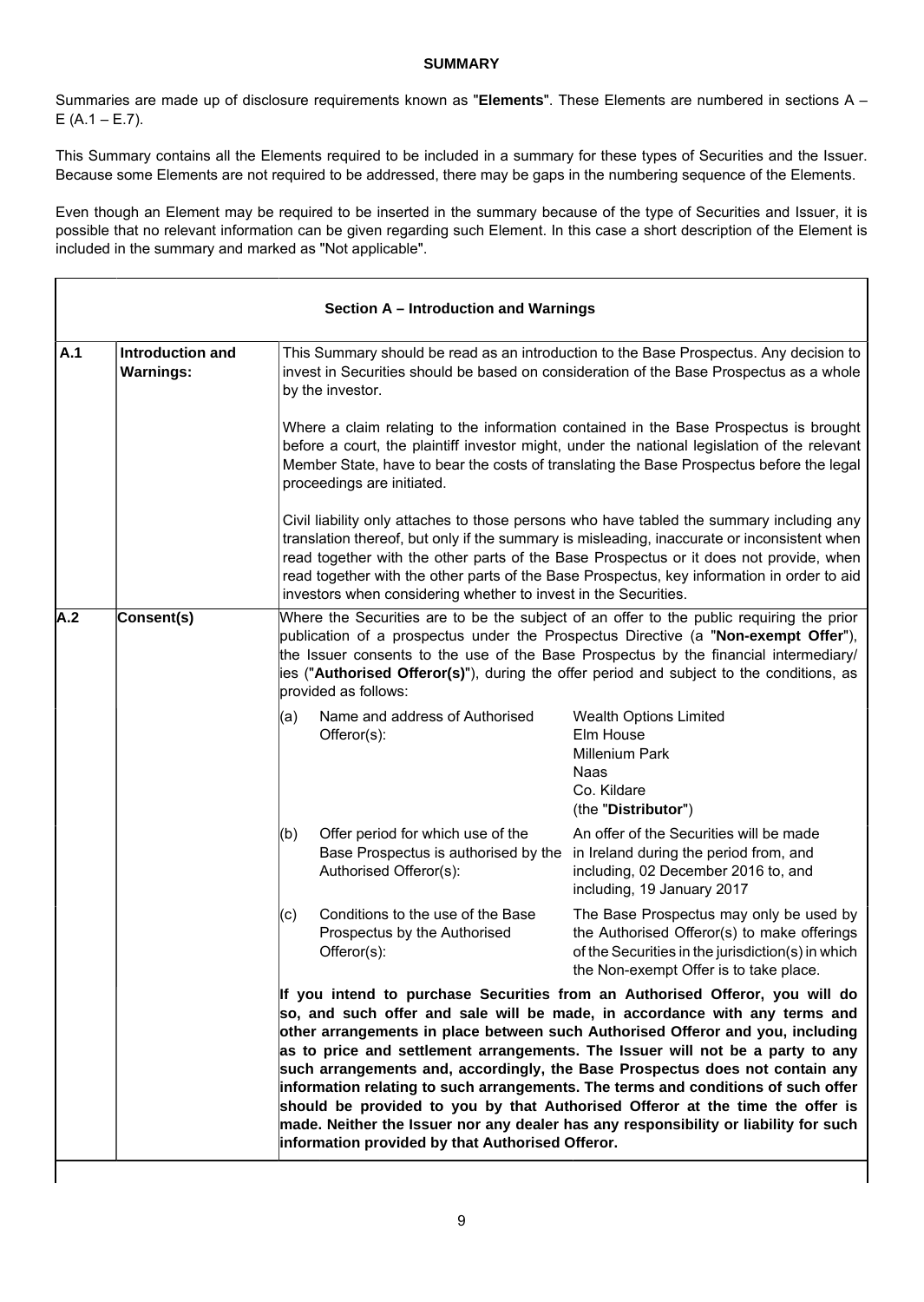## SUMMARY

Summaries are made up of disclosure requirements known as "**Elements**". These Elements are numbered in sections A – E (A.1 – E.7).

This Summary contains all the Elements required to be included in a summary for these types of Securities and the Issuer. Because some Elements are not required to be addressed, there may be gaps in the numbering sequence of the Elements.

Even though an Element may be required to be inserted in the summary because of the type of Securities and Issuer, it is possible that no relevant information can be given regarding such Element. In this case a short description of the Element is included in the summary and marked as "Not applicable".

| **Section A – Introduction and Warnings** | | |
|---|---|---|
| **A.1** | **Introduction and Warnings:** | This Summary should be read as an introduction to the Base Prospectus. Any decision to invest in Securities should be based on consideration of the Base Prospectus as a whole by the investor.<br><br>Where a claim relating to the information contained in the Base Prospectus is brought before a court, the plaintiff investor might, under the national legislation of the relevant Member State, have to bear the costs of translating the Base Prospectus before the legal proceedings are initiated.<br><br>Civil liability only attaches to those persons who have tabled the summary including any translation thereof, but only if the summary is misleading, inaccurate or inconsistent when read together with the other parts of the Base Prospectus or it does not provide, when read together with the other parts of the Base Prospectus, key information in order to aid investors when considering whether to invest in the Securities. |
| **A.2** | **Consent(s)** | Where the Securities are to be the subject of an offer to the public requiring the prior publication of a prospectus under the Prospectus Directive (a "**Non-exempt Offer**"), the Issuer consents to the use of the Base Prospectus by the financial intermediary/ ies ("**Authorised Offeror(s)**"), during the offer period and subject to the conditions, as provided as follows:<br><br>(a) Name and address of Authorised Offeror(s): Wealth Options Limited, Elm House, Millenium Park, Naas, Co. Kildare (the "**Distributor**")<br><br>(b) Offer period for which use of the Base Prospectus is authorised by the Authorised Offeror(s): An offer of the Securities will be made in Ireland during the period from, and including, 02 December 2016 to, and including, 19 January 2017<br><br>(c) Conditions to the use of the Base Prospectus by the Authorised Offeror(s): The Base Prospectus may only be used by the Authorised Offeror(s) to make offerings of the Securities in the jurisdiction(s) in which the Non-exempt Offer is to take place.<br><br>**If you intend to purchase Securities from an Authorised Offeror, you will do so, and such offer and sale will be made, in accordance with any terms and other arrangements in place between such Authorised Offeror and you, including as to price and settlement arrangements. The Issuer will not be a party to any such arrangements and, accordingly, the Base Prospectus does not contain any information relating to such arrangements. The terms and conditions of such offer should be provided to you by that Authorised Offeror at the time the offer is made. Neither the Issuer nor any dealer has any responsibility or liability for such information provided by that Authorised Offeror.** |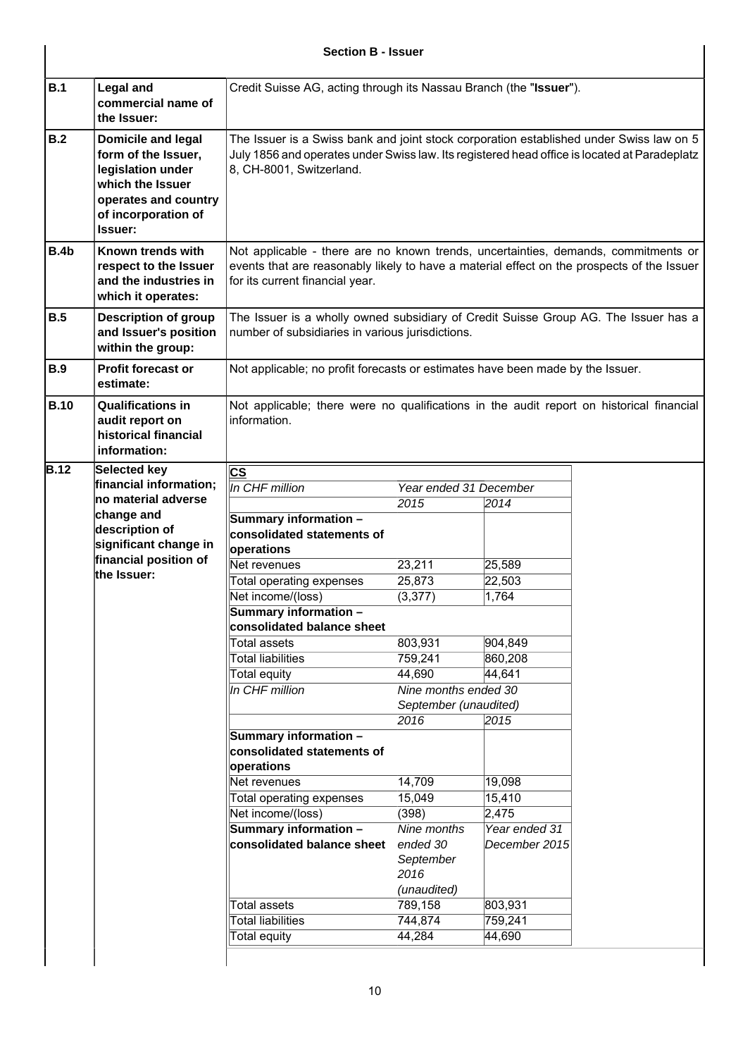**Section B - Issuer**

| | | |
|---|---|---|
| **B.1** | **Legal and commercial name of the Issuer:** | Credit Suisse AG, acting through its Nassau Branch (the "**Issuer**"). |
| **B.2** | **Domicile and legal form of the Issuer, legislation under which the Issuer operates and country of incorporation of Issuer:** | The Issuer is a Swiss bank and joint stock corporation established under Swiss law on 5 July 1856 and operates under Swiss law. Its registered head office is located at Paradeplatz 8, CH-8001, Switzerland. |
| **B.4b** | **Known trends with respect to the Issuer and the industries in which it operates:** | Not applicable - there are no known trends, uncertainties, demands, commitments or events that are reasonably likely to have a material effect on the prospects of the Issuer for its current financial year. |
| **B.5** | **Description of group and Issuer's position within the group:** | The Issuer is a wholly owned subsidiary of Credit Suisse Group AG. The Issuer has a number of subsidiaries in various jurisdictions. |
| **B.9** | **Profit forecast or estimate:** | Not applicable; no profit forecasts or estimates have been made by the Issuer. |
| **B.10** | **Qualifications in audit report on historical financial information:** | Not applicable; there were no qualifications in the audit report on historical financial information. |
| **B.12** | **Selected key financial information; no material adverse change and description of significant change in financial position of the Issuer:** | |

**CS**

| *In CHF million* | *Year ended 31 December* | |
|---|---|---|
| | *2015* | *2014* |
| **Summary information – consolidated statements of operations** | | |
| Net revenues | 23,211 | 25,589 |
| Total operating expenses | 25,873 | 22,503 |
| Net income/(loss) | (3,377) | 1,764 |
| **Summary information – consolidated balance sheet** | | |
| Total assets | 803,931 | 904,849 |
| Total liabilities | 759,241 | 860,208 |
| Total equity | 44,690 | 44,641 |
| *In CHF million* | *Nine months ended 30 September (unaudited)* | |
| | *2016* | *2015* |
| **Summary information – consolidated statements of operations** | | |
| Net revenues | 14,709 | 19,098 |
| Total operating expenses | 15,049 | 15,410 |
| Net income/(loss) | (398) | 2,475 |
| **Summary information – consolidated balance sheet** | *Nine months ended 30 September 2016 (unaudited)* | *Year ended 31 December 2015* |
| Total assets | 789,158 | 803,931 |
| Total liabilities | 744,874 | 759,241 |
| Total equity | 44,284 | 44,690 |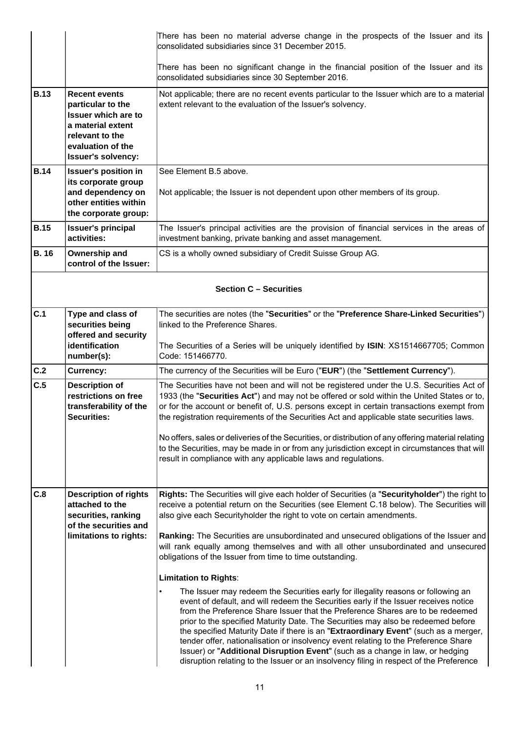| | | |
|---|---|---|
| | | There has been no material adverse change in the prospects of the Issuer and its consolidated subsidiaries since 31 December 2015.<br><br>There has been no significant change in the financial position of the Issuer and its consolidated subsidiaries since 30 September 2016. |
| **B.13** | **Recent events particular to the Issuer which are to a material extent relevant to the evaluation of the Issuer's solvency:** | Not applicable; there are no recent events particular to the Issuer which are to a material extent relevant to the evaluation of the Issuer's solvency. |
| **B.14** | **Issuer's position in its corporate group and dependency on other entities within the corporate group:** | See Element B.5 above.<br><br>Not applicable; the Issuer is not dependent upon other members of its group. |
| **B.15** | **Issuer's principal activities:** | The Issuer's principal activities are the provision of financial services in the areas of investment banking, private banking and asset management. |
| **B. 16** | **Ownership and control of the Issuer:** | CS is a wholly owned subsidiary of Credit Suisse Group AG. |
| | | **Section C – Securities** |
| **C.1** | **Type and class of securities being offered and security identification number(s):** | The securities are notes (the "**Securities**" or the "**Preference Share-Linked Securities**") linked to the Preference Shares.<br><br>The Securities of a Series will be uniquely identified by **ISIN**: XS1514667705; Common Code: 151466770. |
| **C.2** | **Currency:** | The currency of the Securities will be Euro ("**EUR**") (the "**Settlement Currency**"). |
| **C.5** | **Description of restrictions on free transferability of the Securities:** | The Securities have not been and will not be registered under the U.S. Securities Act of 1933 (the "**Securities Act**") and may not be offered or sold within the United States or to, or for the account or benefit of, U.S. persons except in certain transactions exempt from the registration requirements of the Securities Act and applicable state securities laws.<br><br>No offers, sales or deliveries of the Securities, or distribution of any offering material relating to the Securities, may be made in or from any jurisdiction except in circumstances that will result in compliance with any applicable laws and regulations. |
| **C.8** | **Description of rights attached to the securities, ranking of the securities and limitations to rights:** | **Rights:** The Securities will give each holder of Securities (a "**Securityholder**") the right to receive a potential return on the Securities (see Element C.18 below). The Securities will also give each Securityholder the right to vote on certain amendments.<br><br>**Ranking:** The Securities are unsubordinated and unsecured obligations of the Issuer and will rank equally among themselves and with all other unsubordinated and unsecured obligations of the Issuer from time to time outstanding.<br><br>**Limitation to Rights**:<br><br>• The Issuer may redeem the Securities early for illegality reasons or following an event of default, and will redeem the Securities early if the Issuer receives notice from the Preference Share Issuer that the Preference Shares are to be redeemed prior to the specified Maturity Date. The Securities may also be redeemed before the specified Maturity Date if there is an "**Extraordinary Event**" (such as a merger, tender offer, nationalisation or insolvency event relating to the Preference Share Issuer) or "**Additional Disruption Event**" (such as a change in law, or hedging disruption relating to the Issuer or an insolvency filing in respect of the Preference |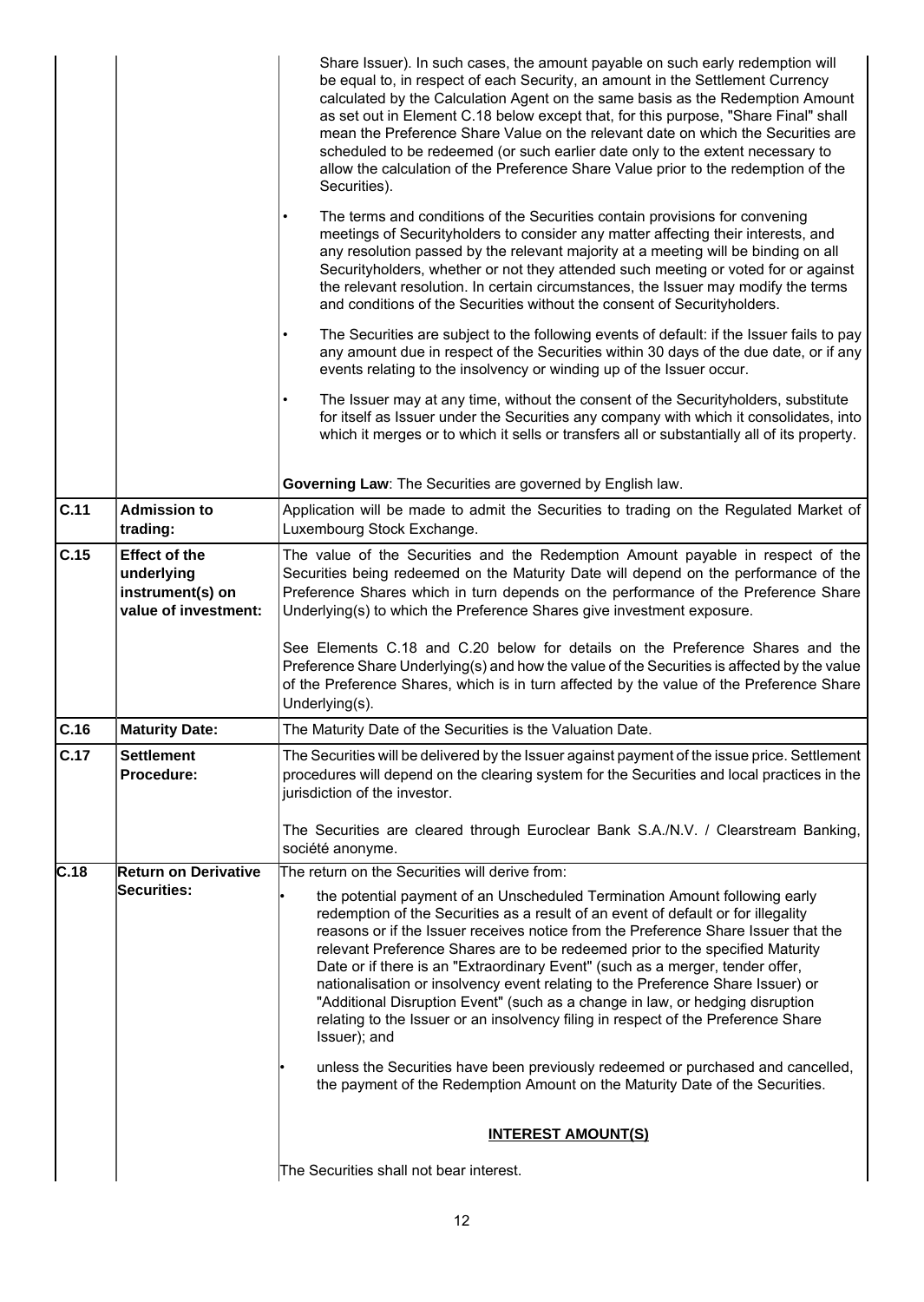| | | |
|---|---|---|
| | | Share Issuer). In such cases, the amount payable on such early redemption will be equal to, in respect of each Security, an amount in the Settlement Currency calculated by the Calculation Agent on the same basis as the Redemption Amount as set out in Element C.18 below except that, for this purpose, "Share Final" shall mean the Preference Share Value on the relevant date on which the Securities are scheduled to be redeemed (or such earlier date only to the extent necessary to allow the calculation of the Preference Share Value prior to the redemption of the Securities).<br><br>• The terms and conditions of the Securities contain provisions for convening meetings of Securityholders to consider any matter affecting their interests, and any resolution passed by the relevant majority at a meeting will be binding on all Securityholders, whether or not they attended such meeting or voted for or against the relevant resolution. In certain circumstances, the Issuer may modify the terms and conditions of the Securities without the consent of Securityholders.<br><br>• The Securities are subject to the following events of default: if the Issuer fails to pay any amount due in respect of the Securities within 30 days of the due date, or if any events relating to the insolvency or winding up of the Issuer occur.<br><br>• The Issuer may at any time, without the consent of the Securityholders, substitute for itself as Issuer under the Securities any company with which it consolidates, into which it merges or to which it sells or transfers all or substantially all of its property.<br><br>**Governing Law**: The Securities are governed by English law. |
| **C.11** | **Admission to trading:** | Application will be made to admit the Securities to trading on the Regulated Market of Luxembourg Stock Exchange. |
| **C.15** | **Effect of the underlying instrument(s) on value of investment:** | The value of the Securities and the Redemption Amount payable in respect of the Securities being redeemed on the Maturity Date will depend on the performance of the Preference Shares which in turn depends on the performance of the Preference Share Underlying(s) to which the Preference Shares give investment exposure.<br><br>See Elements C.18 and C.20 below for details on the Preference Shares and the Preference Share Underlying(s) and how the value of the Securities is affected by the value of the Preference Shares, which is in turn affected by the value of the Preference Share Underlying(s). |
| **C.16** | **Maturity Date:** | The Maturity Date of the Securities is the Valuation Date. |
| **C.17** | **Settlement Procedure:** | The Securities will be delivered by the Issuer against payment of the issue price. Settlement procedures will depend on the clearing system for the Securities and local practices in the jurisdiction of the investor.<br><br>The Securities are cleared through Euroclear Bank S.A./N.V. / Clearstream Banking, société anonyme. |
| **C.18** | **Return on Derivative Securities:** | The return on the Securities will derive from:<br><br>• the potential payment of an Unscheduled Termination Amount following early redemption of the Securities as a result of an event of default or for illegality reasons or if the Issuer receives notice from the Preference Share Issuer that the relevant Preference Shares are to be redeemed prior to the specified Maturity Date or if there is an "Extraordinary Event" (such as a merger, tender offer, nationalisation or insolvency event relating to the Preference Share Issuer) or "Additional Disruption Event" (such as a change in law, or hedging disruption relating to the Issuer or an insolvency filing in respect of the Preference Share Issuer); and<br><br>• unless the Securities have been previously redeemed or purchased and cancelled, the payment of the Redemption Amount on the Maturity Date of the Securities.<br><br>**INTEREST AMOUNT(S)**<br><br>The Securities shall not bear interest. |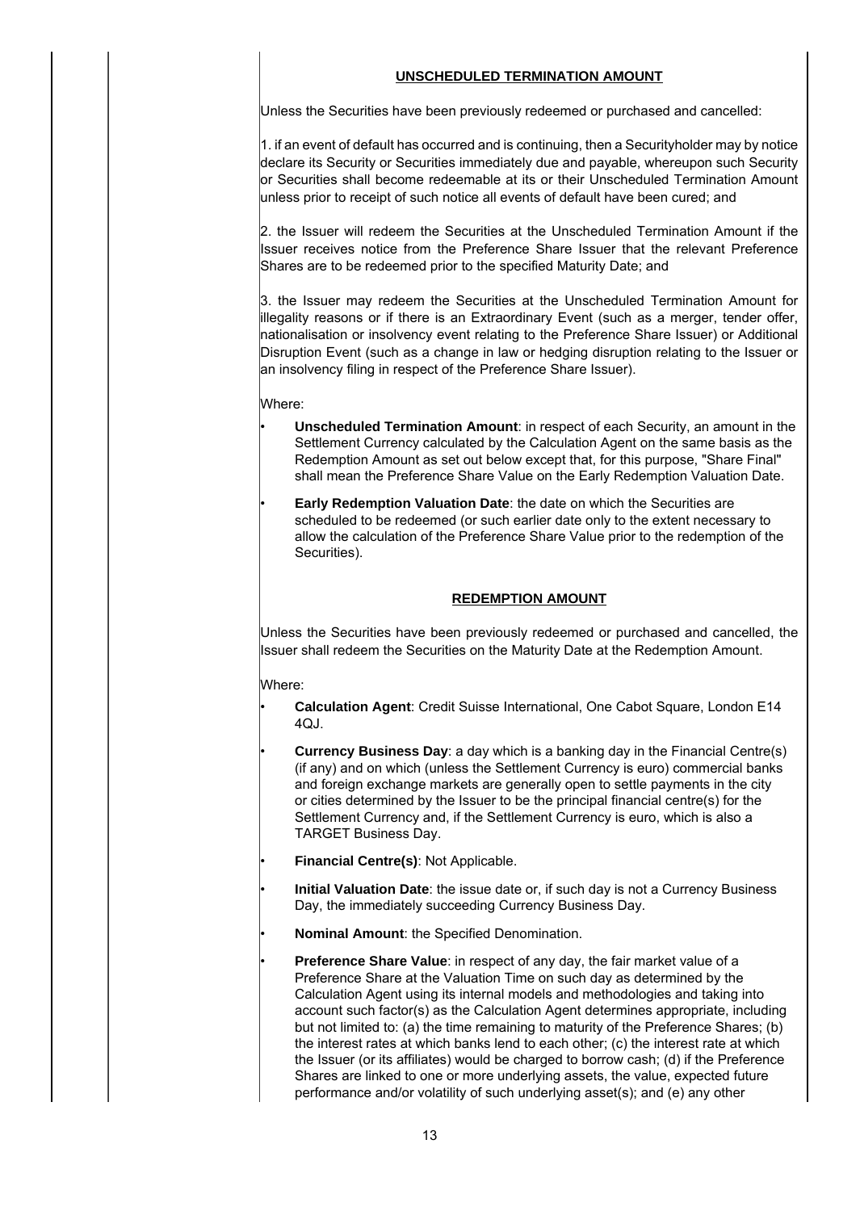## UNSCHEDULED TERMINATION AMOUNT

Unless the Securities have been previously redeemed or purchased and cancelled:

1. if an event of default has occurred and is continuing, then a Securityholder may by notice declare its Security or Securities immediately due and payable, whereupon such Security or Securities shall become redeemable at its or their Unscheduled Termination Amount unless prior to receipt of such notice all events of default have been cured; and

2. the Issuer will redeem the Securities at the Unscheduled Termination Amount if the Issuer receives notice from the Preference Share Issuer that the relevant Preference Shares are to be redeemed prior to the specified Maturity Date; and

3. the Issuer may redeem the Securities at the Unscheduled Termination Amount for illegality reasons or if there is an Extraordinary Event (such as a merger, tender offer, nationalisation or insolvency event relating to the Preference Share Issuer) or Additional Disruption Event (such as a change in law or hedging disruption relating to the Issuer or an insolvency filing in respect of the Preference Share Issuer).

Where:

- **Unscheduled Termination Amount**: in respect of each Security, an amount in the Settlement Currency calculated by the Calculation Agent on the same basis as the Redemption Amount as set out below except that, for this purpose, "Share Final" shall mean the Preference Share Value on the Early Redemption Valuation Date.
- **Early Redemption Valuation Date**: the date on which the Securities are scheduled to be redeemed (or such earlier date only to the extent necessary to allow the calculation of the Preference Share Value prior to the redemption of the Securities).

## REDEMPTION AMOUNT

Unless the Securities have been previously redeemed or purchased and cancelled, the Issuer shall redeem the Securities on the Maturity Date at the Redemption Amount.

Where:

- **Calculation Agent**: Credit Suisse International, One Cabot Square, London E14 4QJ.
- **Currency Business Day**: a day which is a banking day in the Financial Centre(s) (if any) and on which (unless the Settlement Currency is euro) commercial banks and foreign exchange markets are generally open to settle payments in the city or cities determined by the Issuer to be the principal financial centre(s) for the Settlement Currency and, if the Settlement Currency is euro, which is also a TARGET Business Day.
- **Financial Centre(s)**: Not Applicable.
- **Initial Valuation Date**: the issue date or, if such day is not a Currency Business Day, the immediately succeeding Currency Business Day.
- **Nominal Amount**: the Specified Denomination.
- **Preference Share Value**: in respect of any day, the fair market value of a Preference Share at the Valuation Time on such day as determined by the Calculation Agent using its internal models and methodologies and taking into account such factor(s) as the Calculation Agent determines appropriate, including but not limited to: (a) the time remaining to maturity of the Preference Shares; (b) the interest rates at which banks lend to each other; (c) the interest rate at which the Issuer (or its affiliates) would be charged to borrow cash; (d) if the Preference Shares are linked to one or more underlying assets, the value, expected future performance and/or volatility of such underlying asset(s); and (e) any other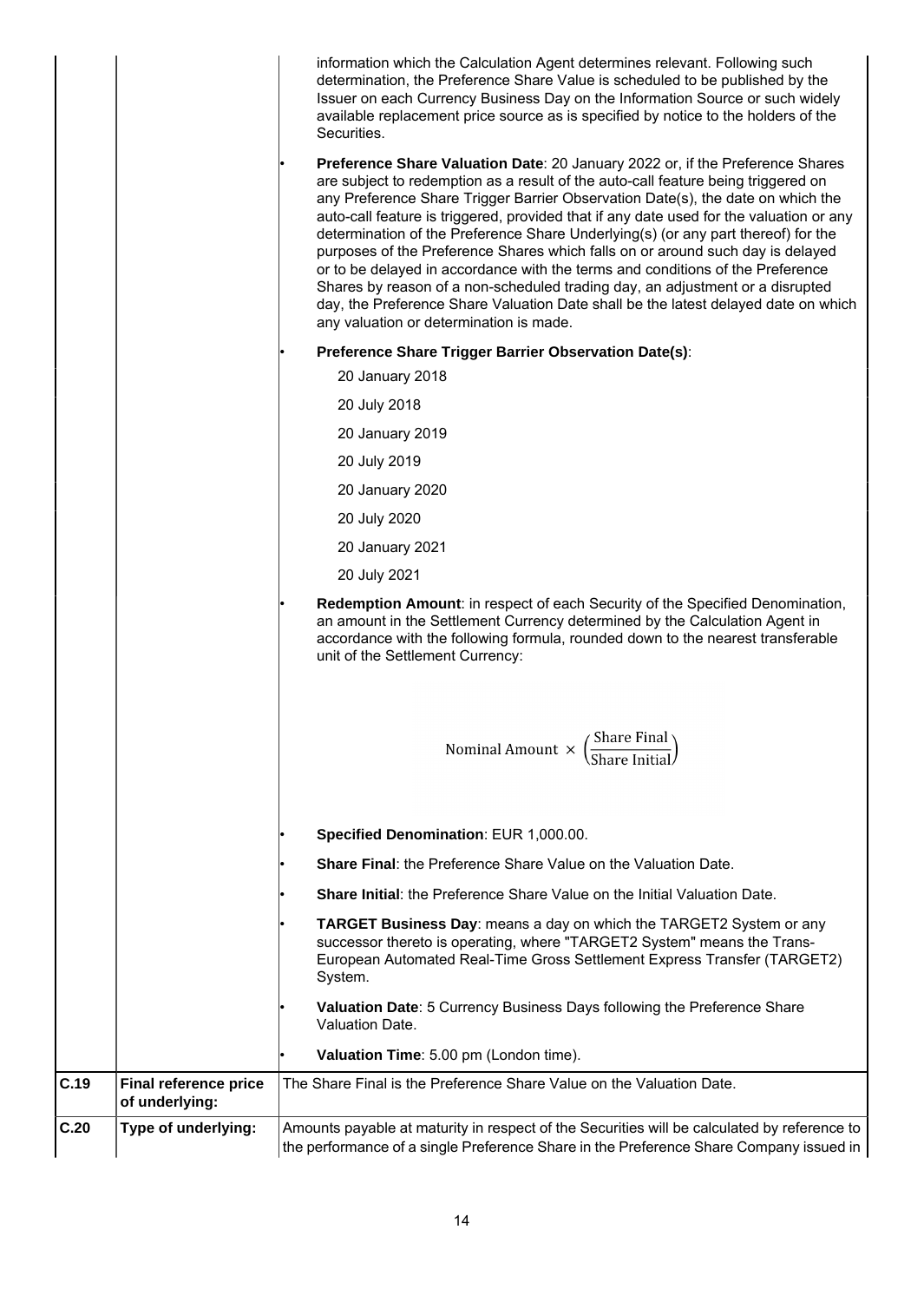| | | information which the Calculation Agent determines relevant. Following such determination, the Preference Share Value is scheduled to be published by the Issuer on each Currency Business Day on the Information Source or such widely available replacement price source as is specified by notice to the holders of the Securities.<br><br>• **Preference Share Valuation Date**: 20 January 2022 or, if the Preference Shares are subject to redemption as a result of the auto-call feature being triggered on any Preference Share Trigger Barrier Observation Date(s), the date on which the auto-call feature is triggered, provided that if any date used for the valuation or any determination of the Preference Share Underlying(s) (or any part thereof) for the purposes of the Preference Shares which falls on or around such day is delayed or to be delayed in accordance with the terms and conditions of the Preference Shares by reason of a non-scheduled trading day, an adjustment or a disrupted day, the Preference Share Valuation Date shall be the latest delayed date on which any valuation or determination is made.<br><br>• **Preference Share Trigger Barrier Observation Date(s)**:<br>20 January 2018<br>20 July 2018<br>20 January 2019<br>20 July 2019<br>20 January 2020<br>20 July 2020<br>20 January 2021<br>20 July 2021<br><br>• **Redemption Amount**: in respect of each Security of the Specified Denomination, an amount in the Settlement Currency determined by the Calculation Agent in accordance with the following formula, rounded down to the nearest transferable unit of the Settlement Currency:<br><br>$\text{Nominal Amount} \times \left(\frac{\text{Share Final}}{\text{Share Initial}}\right)$<br><br>• **Specified Denomination**: EUR 1,000.00.<br><br>• **Share Final**: the Preference Share Value on the Valuation Date.<br><br>• **Share Initial**: the Preference Share Value on the Initial Valuation Date.<br><br>• **TARGET Business Day**: means a day on which the TARGET2 System or any successor thereto is operating, where "TARGET2 System" means the Trans-European Automated Real-Time Gross Settlement Express Transfer (TARGET2) System.<br><br>• **Valuation Date**: 5 Currency Business Days following the Preference Share Valuation Date.<br><br>• **Valuation Time**: 5.00 pm (London time). |
|---|---|---|
| **C.19** | **Final reference price of underlying:** | The Share Final is the Preference Share Value on the Valuation Date. |
| **C.20** | **Type of underlying:** | Amounts payable at maturity in respect of the Securities will be calculated by reference to the performance of a single Preference Share in the Preference Share Company issued in |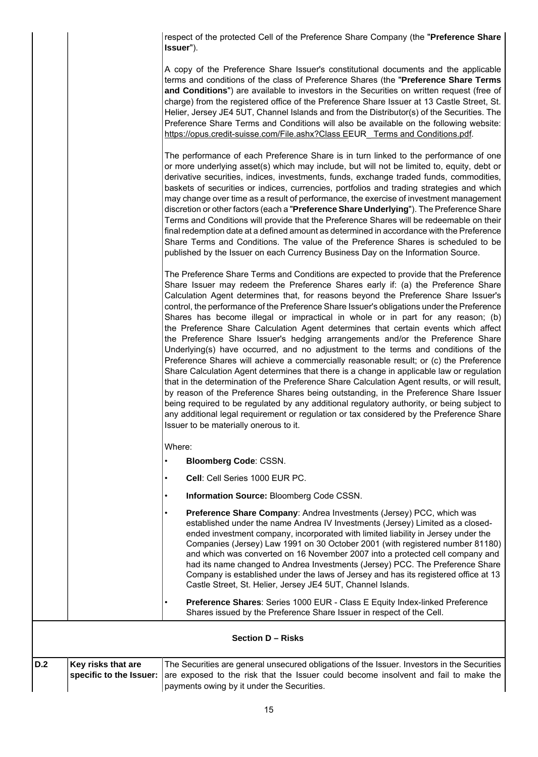| | | respect of the protected Cell of the Preference Share Company (the "**Preference Share Issuer**").<br><br>A copy of the Preference Share Issuer's constitutional documents and the applicable terms and conditions of the class of Preference Shares (the "**Preference Share Terms and Conditions**") are available to investors in the Securities on written request (free of charge) from the registered office of the Preference Share Issuer at 13 Castle Street, St. Helier, Jersey JE4 5UT, Channel Islands and from the Distributor(s) of the Securities. The Preference Share Terms and Conditions will also be available on the following website: https://opus.credit-suisse.com/File.ashx?Class EEUR_ Terms and Conditions.pdf.<br><br>The performance of each Preference Share is in turn linked to the performance of one or more underlying asset(s) which may include, but will not be limited to, equity, debt or derivative securities, indices, investments, funds, exchange traded funds, commodities, baskets of securities or indices, currencies, portfolios and trading strategies and which may change over time as a result of performance, the exercise of investment management discretion or other factors (each a "**Preference Share Underlying**"). The Preference Share Terms and Conditions will provide that the Preference Shares will be redeemable on their final redemption date at a defined amount as determined in accordance with the Preference Share Terms and Conditions. The value of the Preference Shares is scheduled to be published by the Issuer on each Currency Business Day on the Information Source.<br><br>The Preference Share Terms and Conditions are expected to provide that the Preference Share Issuer may redeem the Preference Shares early if: (a) the Preference Share Calculation Agent determines that, for reasons beyond the Preference Share Issuer's control, the performance of the Preference Share Issuer's obligations under the Preference Shares has become illegal or impractical in whole or in part for any reason; (b) the Preference Share Calculation Agent determines that certain events which affect the Preference Share Issuer's hedging arrangements and/or the Preference Share Underlying(s) have occurred, and no adjustment to the terms and conditions of the Preference Shares will achieve a commercially reasonable result; or (c) the Preference Share Calculation Agent determines that there is a change in applicable law or regulation that in the determination of the Preference Share Calculation Agent results, or will result, by reason of the Preference Shares being outstanding, in the Preference Share Issuer being required to be regulated by any additional regulatory authority, or being subject to any additional legal requirement or regulation or tax considered by the Preference Share Issuer to be materially onerous to it.<br><br>Where:<br><br>• **Bloomberg Code**: CSSN.<br><br>• **Cell**: Cell Series 1000 EUR PC.<br><br>• **Information Source:** Bloomberg Code CSSN.<br><br>• **Preference Share Company**: Andrea Investments (Jersey) PCC, which was established under the name Andrea IV Investments (Jersey) Limited as a closed-ended investment company, incorporated with limited liability in Jersey under the Companies (Jersey) Law 1991 on 30 October 2001 (with registered number 81180) and which was converted on 16 November 2007 into a protected cell company and had its name changed to Andrea Investments (Jersey) PCC. The Preference Share Company is established under the laws of Jersey and has its registered office at 13 Castle Street, St. Helier, Jersey JE4 5UT, Channel Islands.<br><br>• **Preference Shares**: Series 1000 EUR - Class E Equity Index-linked Preference Shares issued by the Preference Share Issuer in respect of the Cell. |
| | | **Section D – Risks** |
| **D.2** | **Key risks that are specific to the Issuer:** | The Securities are general unsecured obligations of the Issuer. Investors in the Securities are exposed to the risk that the Issuer could become insolvent and fail to make the payments owing by it under the Securities. |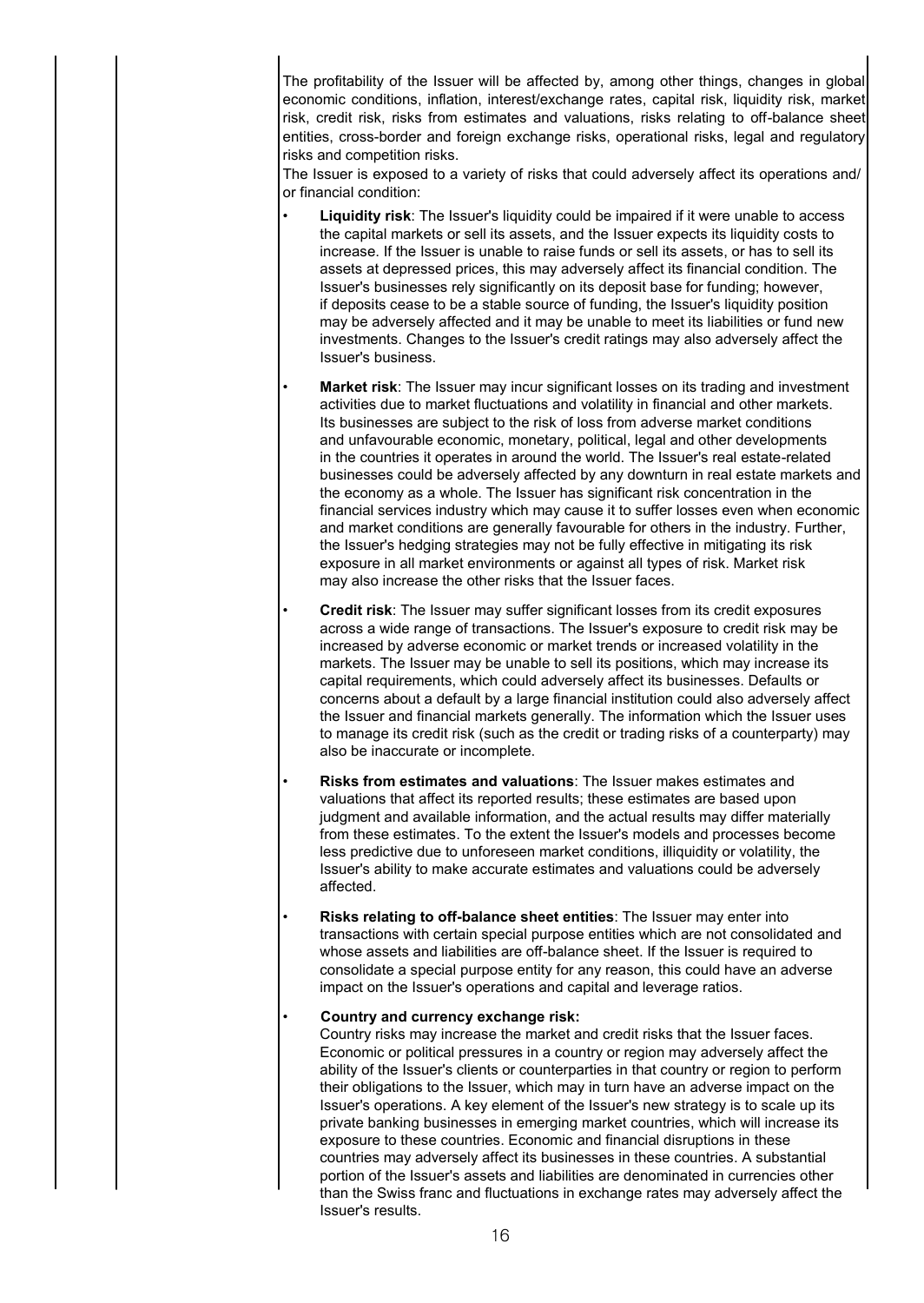The profitability of the Issuer will be affected by, among other things, changes in global economic conditions, inflation, interest/exchange rates, capital risk, liquidity risk, market risk, credit risk, risks from estimates and valuations, risks relating to off-balance sheet entities, cross-border and foreign exchange risks, operational risks, legal and regulatory risks and competition risks.

The Issuer is exposed to a variety of risks that could adversely affect its operations and/ or financial condition:

- **Liquidity risk**: The Issuer's liquidity could be impaired if it were unable to access the capital markets or sell its assets, and the Issuer expects its liquidity costs to increase. If the Issuer is unable to raise funds or sell its assets, or has to sell its assets at depressed prices, this may adversely affect its financial condition. The Issuer's businesses rely significantly on its deposit base for funding; however, if deposits cease to be a stable source of funding, the Issuer's liquidity position may be adversely affected and it may be unable to meet its liabilities or fund new investments. Changes to the Issuer's credit ratings may also adversely affect the Issuer's business.

- **Market risk**: The Issuer may incur significant losses on its trading and investment activities due to market fluctuations and volatility in financial and other markets. Its businesses are subject to the risk of loss from adverse market conditions and unfavourable economic, monetary, political, legal and other developments in the countries it operates in around the world. The Issuer's real estate-related businesses could be adversely affected by any downturn in real estate markets and the economy as a whole. The Issuer has significant risk concentration in the financial services industry which may cause it to suffer losses even when economic and market conditions are generally favourable for others in the industry. Further, the Issuer's hedging strategies may not be fully effective in mitigating its risk exposure in all market environments or against all types of risk. Market risk may also increase the other risks that the Issuer faces.

- **Credit risk**: The Issuer may suffer significant losses from its credit exposures across a wide range of transactions. The Issuer's exposure to credit risk may be increased by adverse economic or market trends or increased volatility in the markets. The Issuer may be unable to sell its positions, which may increase its capital requirements, which could adversely affect its businesses. Defaults or concerns about a default by a large financial institution could also adversely affect the Issuer and financial markets generally. The information which the Issuer uses to manage its credit risk (such as the credit or trading risks of a counterparty) may also be inaccurate or incomplete.

- **Risks from estimates and valuations**: The Issuer makes estimates and valuations that affect its reported results; these estimates are based upon judgment and available information, and the actual results may differ materially from these estimates. To the extent the Issuer's models and processes become less predictive due to unforeseen market conditions, illiquidity or volatility, the Issuer's ability to make accurate estimates and valuations could be adversely affected.

- **Risks relating to off-balance sheet entities**: The Issuer may enter into transactions with certain special purpose entities which are not consolidated and whose assets and liabilities are off-balance sheet. If the Issuer is required to consolidate a special purpose entity for any reason, this could have an adverse impact on the Issuer's operations and capital and leverage ratios.

- **Country and currency exchange risk:**
  Country risks may increase the market and credit risks that the Issuer faces. Economic or political pressures in a country or region may adversely affect the ability of the Issuer's clients or counterparties in that country or region to perform their obligations to the Issuer, which may in turn have an adverse impact on the Issuer's operations. A key element of the Issuer's new strategy is to scale up its private banking businesses in emerging market countries, which will increase its exposure to these countries. Economic and financial disruptions in these countries may adversely affect its businesses in these countries. A substantial portion of the Issuer's assets and liabilities are denominated in currencies other than the Swiss franc and fluctuations in exchange rates may adversely affect the Issuer's results.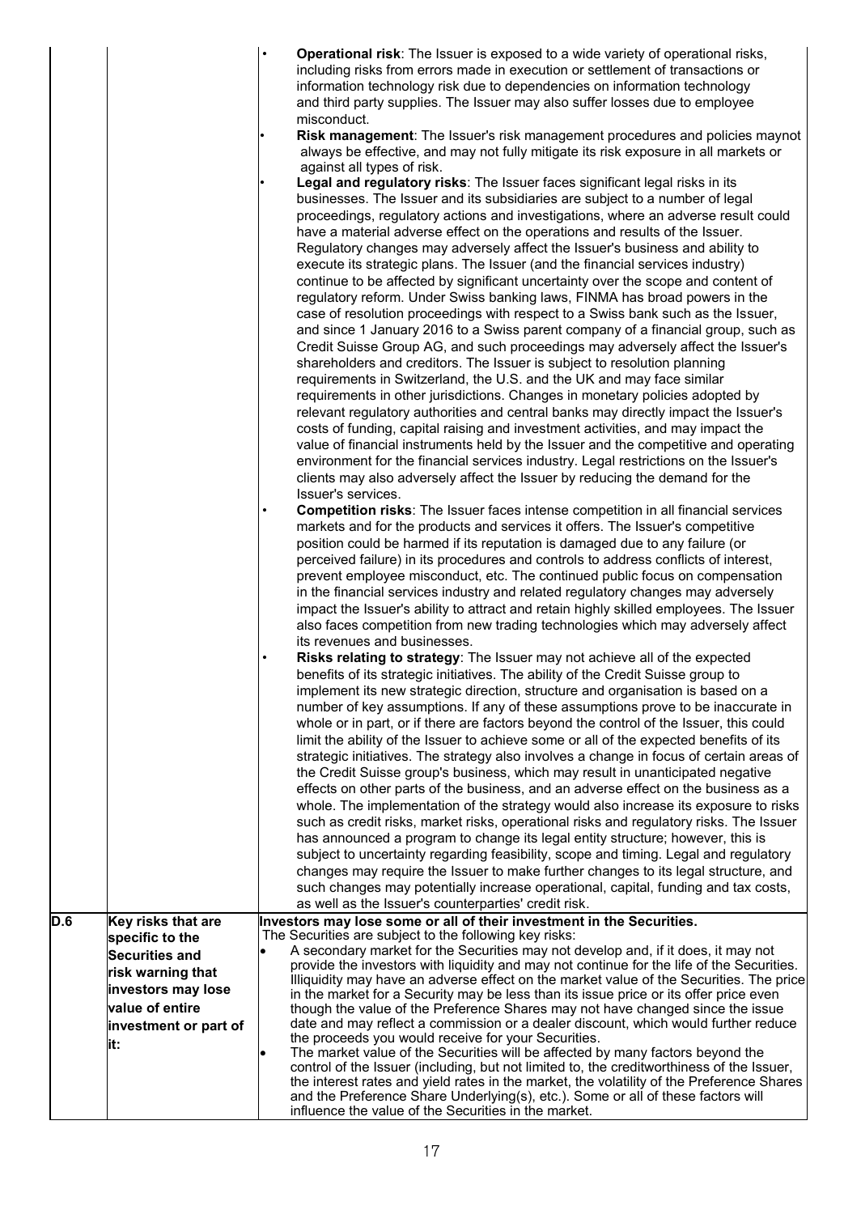| | | |
|---|---|---|
| | | • **Operational risk**: The Issuer is exposed to a wide variety of operational risks, including risks from errors made in execution or settlement of transactions or information technology risk due to dependencies on information technology and third party supplies. The Issuer may also suffer losses due to employee misconduct.<br>• **Risk management**: The Issuer's risk management procedures and policies maynot always be effective, and may not fully mitigate its risk exposure in all markets or against all types of risk.<br>• **Legal and regulatory risks**: The Issuer faces significant legal risks in its businesses. The Issuer and its subsidiaries are subject to a number of legal proceedings, regulatory actions and investigations, where an adverse result could have a material adverse effect on the operations and results of the Issuer. Regulatory changes may adversely affect the Issuer's business and ability to execute its strategic plans. The Issuer (and the financial services industry) continue to be affected by significant uncertainty over the scope and content of regulatory reform. Under Swiss banking laws, FINMA has broad powers in the case of resolution proceedings with respect to a Swiss bank such as the Issuer, and since 1 January 2016 to a Swiss parent company of a financial group, such as Credit Suisse Group AG, and such proceedings may adversely affect the Issuer's shareholders and creditors. The Issuer is subject to resolution planning requirements in Switzerland, the U.S. and the UK and may face similar requirements in other jurisdictions. Changes in monetary policies adopted by relevant regulatory authorities and central banks may directly impact the Issuer's costs of funding, capital raising and investment activities, and may impact the value of financial instruments held by the Issuer and the competitive and operating environment for the financial services industry. Legal restrictions on the Issuer's clients may also adversely affect the Issuer by reducing the demand for the Issuer's services.<br>• **Competition risks**: The Issuer faces intense competition in all financial services markets and for the products and services it offers. The Issuer's competitive position could be harmed if its reputation is damaged due to any failure (or perceived failure) in its procedures and controls to address conflicts of interest, prevent employee misconduct, etc. The continued public focus on compensation in the financial services industry and related regulatory changes may adversely impact the Issuer's ability to attract and retain highly skilled employees. The Issuer also faces competition from new trading technologies which may adversely affect its revenues and businesses.<br>• **Risks relating to strategy**: The Issuer may not achieve all of the expected benefits of its strategic initiatives. The ability of the Credit Suisse group to implement its new strategic direction, structure and organisation is based on a number of key assumptions. If any of these assumptions prove to be inaccurate in whole or in part, or if there are factors beyond the control of the Issuer, this could limit the ability of the Issuer to achieve some or all of the expected benefits of its strategic initiatives. The strategy also involves a change in focus of certain areas of the Credit Suisse group's business, which may result in unanticipated negative effects on other parts of the business, and an adverse effect on the business as a whole. The implementation of the strategy would also increase its exposure to risks such as credit risks, market risks, operational risks and regulatory risks. The Issuer has announced a program to change its legal entity structure; however, this is subject to uncertainty regarding feasibility, scope and timing. Legal and regulatory changes may require the Issuer to make further changes to its legal structure, and such changes may potentially increase operational, capital, funding and tax costs, as well as the Issuer's counterparties' credit risk. |
| **D.6** | **Key risks that are specific to the Securities and risk warning that investors may lose value of entire investment or part of it:** | **Investors may lose some or all of their investment in the Securities.**<br>The Securities are subject to the following key risks:<br>• A secondary market for the Securities may not develop and, if it does, it may not provide the investors with liquidity and may not continue for the life of the Securities. Illiquidity may have an adverse effect on the market value of the Securities. The price in the market for a Security may be less than its issue price or its offer price even though the value of the Preference Shares may not have changed since the issue date and may reflect a commission or a dealer discount, which would further reduce the proceeds you would receive for your Securities.<br>• The market value of the Securities will be affected by many factors beyond the control of the Issuer (including, but not limited to, the creditworthiness of the Issuer, the interest rates and yield rates in the market, the volatility of the Preference Shares and the Preference Share Underlying(s), etc.). Some or all of these factors will influence the value of the Securities in the market. |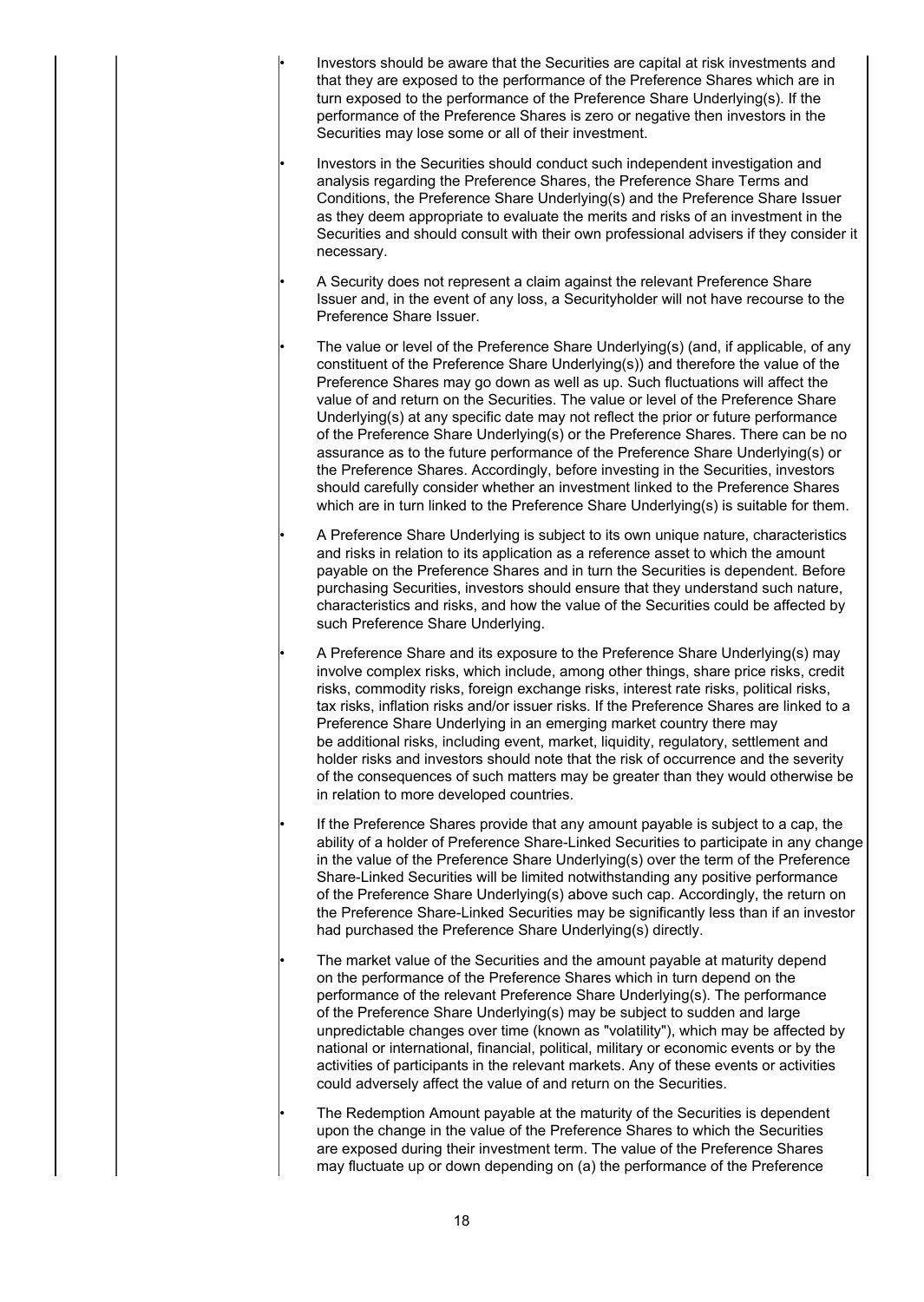- Investors should be aware that the Securities are capital at risk investments and that they are exposed to the performance of the Preference Shares which are in turn exposed to the performance of the Preference Share Underlying(s). If the performance of the Preference Shares is zero or negative then investors in the Securities may lose some or all of their investment.

- Investors in the Securities should conduct such independent investigation and analysis regarding the Preference Shares, the Preference Share Terms and Conditions, the Preference Share Underlying(s) and the Preference Share Issuer as they deem appropriate to evaluate the merits and risks of an investment in the Securities and should consult with their own professional advisers if they consider it necessary.

- A Security does not represent a claim against the relevant Preference Share Issuer and, in the event of any loss, a Securityholder will not have recourse to the Preference Share Issuer.

- The value or level of the Preference Share Underlying(s) (and, if applicable, of any constituent of the Preference Share Underlying(s)) and therefore the value of the Preference Shares may go down as well as up. Such fluctuations will affect the value of and return on the Securities. The value or level of the Preference Share Underlying(s) at any specific date may not reflect the prior or future performance of the Preference Share Underlying(s) or the Preference Shares. There can be no assurance as to the future performance of the Preference Share Underlying(s) or the Preference Shares. Accordingly, before investing in the Securities, investors should carefully consider whether an investment linked to the Preference Shares which are in turn linked to the Preference Share Underlying(s) is suitable for them.

- A Preference Share Underlying is subject to its own unique nature, characteristics and risks in relation to its application as a reference asset to which the amount payable on the Preference Shares and in turn the Securities is dependent. Before purchasing Securities, investors should ensure that they understand such nature, characteristics and risks, and how the value of the Securities could be affected by such Preference Share Underlying.

- A Preference Share and its exposure to the Preference Share Underlying(s) may involve complex risks, which include, among other things, share price risks, credit risks, commodity risks, foreign exchange risks, interest rate risks, political risks, tax risks, inflation risks and/or issuer risks. If the Preference Shares are linked to a Preference Share Underlying in an emerging market country there may be additional risks, including event, market, liquidity, regulatory, settlement and holder risks and investors should note that the risk of occurrence and the severity of the consequences of such matters may be greater than they would otherwise be in relation to more developed countries.

- If the Preference Shares provide that any amount payable is subject to a cap, the ability of a holder of Preference Share-Linked Securities to participate in any change in the value of the Preference Share Underlying(s) over the term of the Preference Share-Linked Securities will be limited notwithstanding any positive performance of the Preference Share Underlying(s) above such cap. Accordingly, the return on the Preference Share-Linked Securities may be significantly less than if an investor had purchased the Preference Share Underlying(s) directly.

- The market value of the Securities and the amount payable at maturity depend on the performance of the Preference Shares which in turn depend on the performance of the relevant Preference Share Underlying(s). The performance of the Preference Share Underlying(s) may be subject to sudden and large unpredictable changes over time (known as "volatility"), which may be affected by national or international, financial, political, military or economic events or by the activities of participants in the relevant markets. Any of these events or activities could adversely affect the value of and return on the Securities.

- The Redemption Amount payable at the maturity of the Securities is dependent upon the change in the value of the Preference Shares to which the Securities are exposed during their investment term. The value of the Preference Shares may fluctuate up or down depending on (a) the performance of the Preference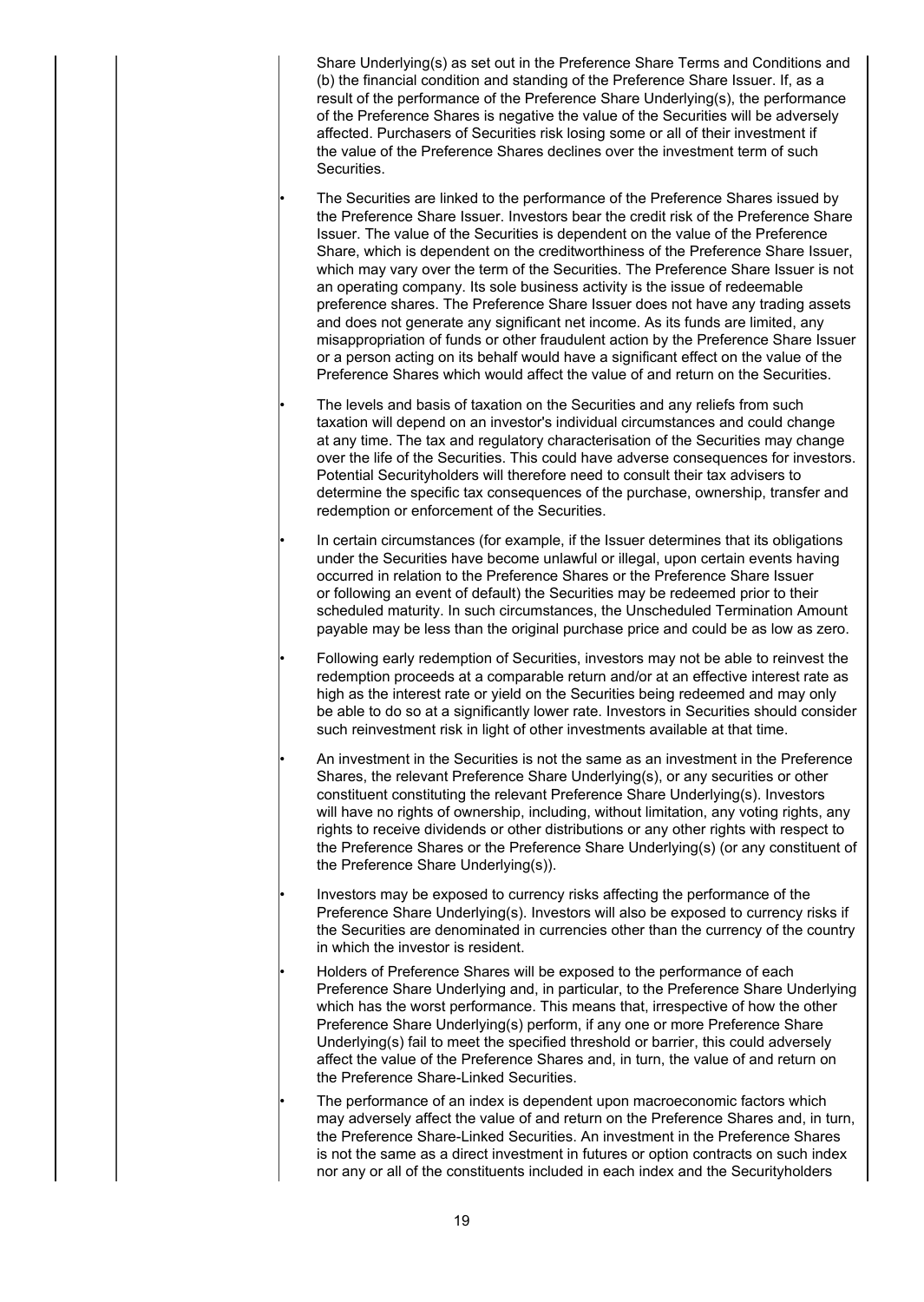Share Underlying(s) as set out in the Preference Share Terms and Conditions and (b) the financial condition and standing of the Preference Share Issuer. If, as a result of the performance of the Preference Share Underlying(s), the performance of the Preference Shares is negative the value of the Securities will be adversely affected. Purchasers of Securities risk losing some or all of their investment if the value of the Preference Shares declines over the investment term of such Securities.

- The Securities are linked to the performance of the Preference Shares issued by the Preference Share Issuer. Investors bear the credit risk of the Preference Share Issuer. The value of the Securities is dependent on the value of the Preference Share, which is dependent on the creditworthiness of the Preference Share Issuer, which may vary over the term of the Securities. The Preference Share Issuer is not an operating company. Its sole business activity is the issue of redeemable preference shares. The Preference Share Issuer does not have any trading assets and does not generate any significant net income. As its funds are limited, any misappropriation of funds or other fraudulent action by the Preference Share Issuer or a person acting on its behalf would have a significant effect on the value of the Preference Shares which would affect the value of and return on the Securities.
- The levels and basis of taxation on the Securities and any reliefs from such taxation will depend on an investor's individual circumstances and could change at any time. The tax and regulatory characterisation of the Securities may change over the life of the Securities. This could have adverse consequences for investors. Potential Securityholders will therefore need to consult their tax advisers to determine the specific tax consequences of the purchase, ownership, transfer and redemption or enforcement of the Securities.
- In certain circumstances (for example, if the Issuer determines that its obligations under the Securities have become unlawful or illegal, upon certain events having occurred in relation to the Preference Shares or the Preference Share Issuer or following an event of default) the Securities may be redeemed prior to their scheduled maturity. In such circumstances, the Unscheduled Termination Amount payable may be less than the original purchase price and could be as low as zero.
- Following early redemption of Securities, investors may not be able to reinvest the redemption proceeds at a comparable return and/or at an effective interest rate as high as the interest rate or yield on the Securities being redeemed and may only be able to do so at a significantly lower rate. Investors in Securities should consider such reinvestment risk in light of other investments available at that time.
- An investment in the Securities is not the same as an investment in the Preference Shares, the relevant Preference Share Underlying(s), or any securities or other constituent constituting the relevant Preference Share Underlying(s). Investors will have no rights of ownership, including, without limitation, any voting rights, any rights to receive dividends or other distributions or any other rights with respect to the Preference Shares or the Preference Share Underlying(s) (or any constituent of the Preference Share Underlying(s)).
- Investors may be exposed to currency risks affecting the performance of the Preference Share Underlying(s). Investors will also be exposed to currency risks if the Securities are denominated in currencies other than the currency of the country in which the investor is resident.
- Holders of Preference Shares will be exposed to the performance of each Preference Share Underlying and, in particular, to the Preference Share Underlying which has the worst performance. This means that, irrespective of how the other Preference Share Underlying(s) perform, if any one or more Preference Share Underlying(s) fail to meet the specified threshold or barrier, this could adversely affect the value of the Preference Shares and, in turn, the value of and return on the Preference Share-Linked Securities.
- The performance of an index is dependent upon macroeconomic factors which may adversely affect the value of and return on the Preference Shares and, in turn, the Preference Share-Linked Securities. An investment in the Preference Shares is not the same as a direct investment in futures or option contracts on such index nor any or all of the constituents included in each index and the Securityholders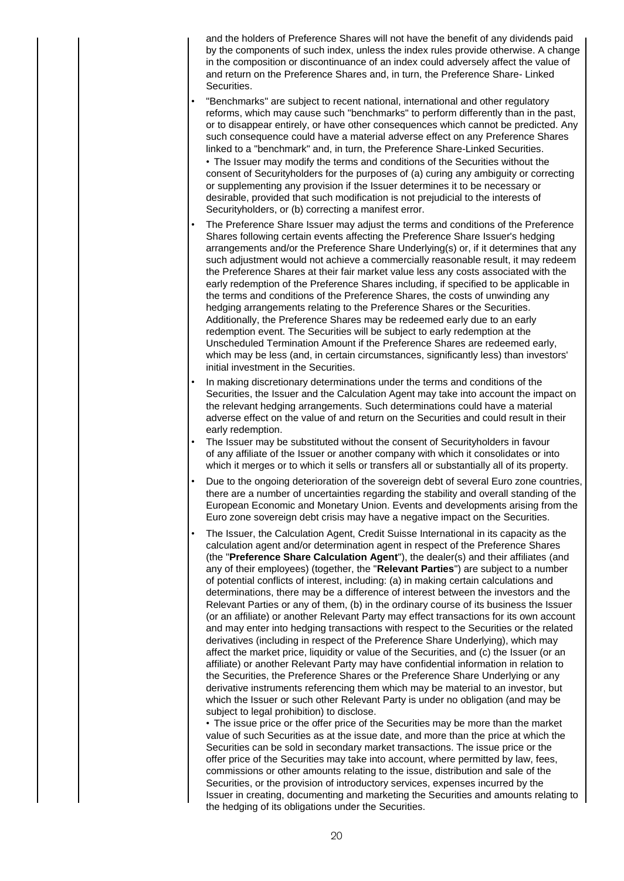and the holders of Preference Shares will not have the benefit of any dividends paid by the components of such index, unless the index rules provide otherwise. A change in the composition or discontinuance of an index could adversely affect the value of and return on the Preference Shares and, in turn, the Preference Share- Linked Securities.

- "Benchmarks" are subject to recent national, international and other regulatory reforms, which may cause such "benchmarks" to perform differently than in the past, or to disappear entirely, or have other consequences which cannot be predicted. Any such consequence could have a material adverse effect on any Preference Shares linked to a "benchmark" and, in turn, the Preference Share-Linked Securities.
  • The Issuer may modify the terms and conditions of the Securities without the consent of Securityholders for the purposes of (a) curing any ambiguity or correcting or supplementing any provision if the Issuer determines it to be necessary or desirable, provided that such modification is not prejudicial to the interests of Securityholders, or (b) correcting a manifest error.
- The Preference Share Issuer may adjust the terms and conditions of the Preference Shares following certain events affecting the Preference Share Issuer's hedging arrangements and/or the Preference Share Underlying(s) or, if it determines that any such adjustment would not achieve a commercially reasonable result, it may redeem the Preference Shares at their fair market value less any costs associated with the early redemption of the Preference Shares including, if specified to be applicable in the terms and conditions of the Preference Shares, the costs of unwinding any hedging arrangements relating to the Preference Shares or the Securities. Additionally, the Preference Shares may be redeemed early due to an early redemption event. The Securities will be subject to early redemption at the Unscheduled Termination Amount if the Preference Shares are redeemed early, which may be less (and, in certain circumstances, significantly less) than investors' initial investment in the Securities.
- In making discretionary determinations under the terms and conditions of the Securities, the Issuer and the Calculation Agent may take into account the impact on the relevant hedging arrangements. Such determinations could have a material adverse effect on the value of and return on the Securities and could result in their early redemption.
- The Issuer may be substituted without the consent of Securityholders in favour of any affiliate of the Issuer or another company with which it consolidates or into which it merges or to which it sells or transfers all or substantially all of its property.
- Due to the ongoing deterioration of the sovereign debt of several Euro zone countries, there are a number of uncertainties regarding the stability and overall standing of the European Economic and Monetary Union. Events and developments arising from the Euro zone sovereign debt crisis may have a negative impact on the Securities.
- The Issuer, the Calculation Agent, Credit Suisse International in its capacity as the calculation agent and/or determination agent in respect of the Preference Shares (the "**Preference Share Calculation Agent**"), the dealer(s) and their affiliates (and any of their employees) (together, the "**Relevant Parties**") are subject to a number of potential conflicts of interest, including: (a) in making certain calculations and determinations, there may be a difference of interest between the investors and the Relevant Parties or any of them, (b) in the ordinary course of its business the Issuer (or an affiliate) or another Relevant Party may effect transactions for its own account and may enter into hedging transactions with respect to the Securities or the related derivatives (including in respect of the Preference Share Underlying), which may affect the market price, liquidity or value of the Securities, and (c) the Issuer (or an affiliate) or another Relevant Party may have confidential information in relation to the Securities, the Preference Shares or the Preference Share Underlying or any derivative instruments referencing them which may be material to an investor, but which the Issuer or such other Relevant Party is under no obligation (and may be subject to legal prohibition) to disclose.
  • The issue price or the offer price of the Securities may be more than the market value of such Securities as at the issue date, and more than the price at which the Securities can be sold in secondary market transactions. The issue price or the offer price of the Securities may take into account, where permitted by law, fees, commissions or other amounts relating to the issue, distribution and sale of the Securities, or the provision of introductory services, expenses incurred by the Issuer in creating, documenting and marketing the Securities and amounts relating to the hedging of its obligations under the Securities.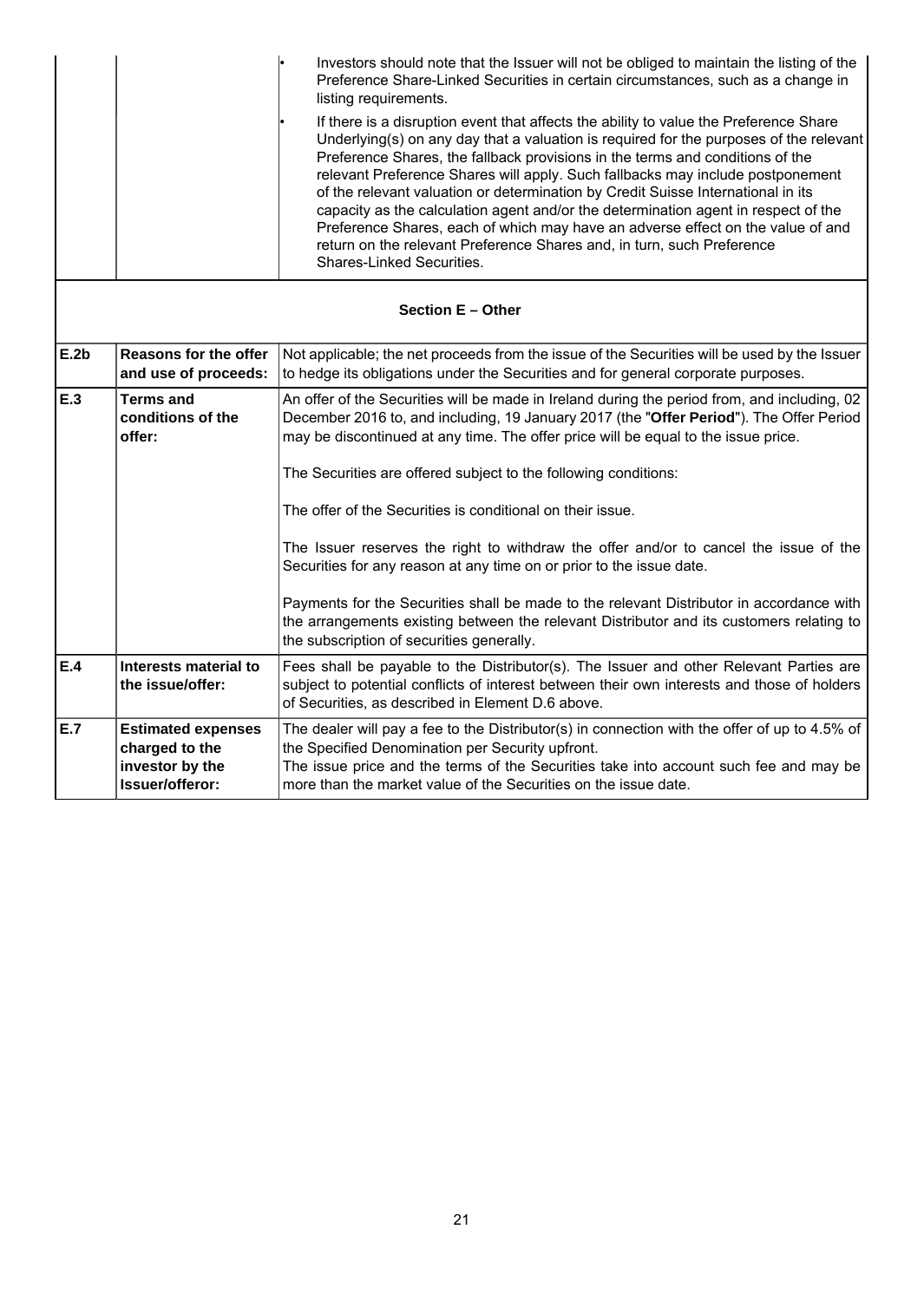| | | |
|---|---|---|
| | | • Investors should note that the Issuer will not be obliged to maintain the listing of the Preference Share-Linked Securities in certain circumstances, such as a change in listing requirements.<br>• If there is a disruption event that affects the ability to value the Preference Share Underlying(s) on any day that a valuation is required for the purposes of the relevant Preference Shares, the fallback provisions in the terms and conditions of the relevant Preference Shares will apply. Such fallbacks may include postponement of the relevant valuation or determination by Credit Suisse International in its capacity as the calculation agent and/or the determination agent in respect of the Preference Shares, each of which may have an adverse effect on the value of and return on the relevant Preference Shares and, in turn, such Preference Shares-Linked Securities. |
| | **Section E – Other** | |
| **E.2b** | **Reasons for the offer and use of proceeds:** | Not applicable; the net proceeds from the issue of the Securities will be used by the Issuer to hedge its obligations under the Securities and for general corporate purposes. |
| **E.3** | **Terms and conditions of the offer:** | An offer of the Securities will be made in Ireland during the period from, and including, 02 December 2016 to, and including, 19 January 2017 (the "**Offer Period**"). The Offer Period may be discontinued at any time. The offer price will be equal to the issue price.<br><br>The Securities are offered subject to the following conditions:<br><br>The offer of the Securities is conditional on their issue.<br><br>The Issuer reserves the right to withdraw the offer and/or to cancel the issue of the Securities for any reason at any time on or prior to the issue date.<br><br>Payments for the Securities shall be made to the relevant Distributor in accordance with the arrangements existing between the relevant Distributor and its customers relating to the subscription of securities generally. |
| **E.4** | **Interests material to the issue/offer:** | Fees shall be payable to the Distributor(s). The Issuer and other Relevant Parties are subject to potential conflicts of interest between their own interests and those of holders of Securities, as described in Element D.6 above. |
| **E.7** | **Estimated expenses charged to the investor by the Issuer/offeror:** | The dealer will pay a fee to the Distributor(s) in connection with the offer of up to 4.5% of the Specified Denomination per Security upfront.<br>The issue price and the terms of the Securities take into account such fee and may be more than the market value of the Securities on the issue date. |